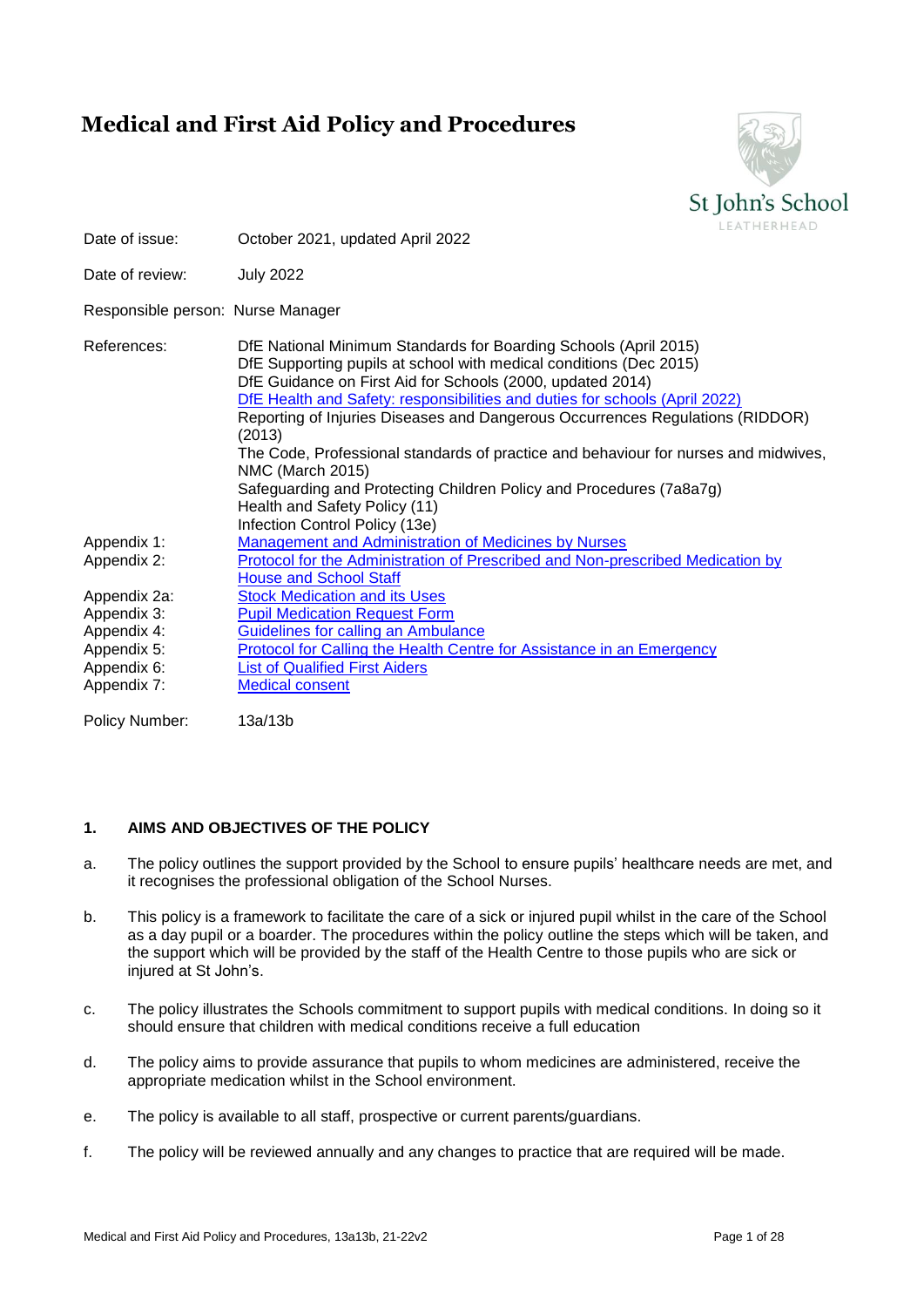# Medical and First Aid Policy and Procedures

St John's School
LEATHERHEAD

| | |
|---|---|
| Date of issue: | October 2021, updated April 2022 |
| Date of review: | July 2022 |
| Responsible person: | Nurse Manager |
| References: | DfE National Minimum Standards for Boarding Schools (April 2015)<br>DfE Supporting pupils at school with medical conditions (Dec 2015)<br>DfE Guidance on First Aid for Schools (2000, updated 2014)<br>DfE Health and Safety: responsibilities and duties for schools (April 2022)<br>Reporting of Injuries Diseases and Dangerous Occurrences Regulations (RIDDOR) (2013)<br>The Code, Professional standards of practice and behaviour for nurses and midwives, NMC (March 2015)<br>Safeguarding and Protecting Children Policy and Procedures (7a8a7g)<br>Health and Safety Policy (11)<br>Infection Control Policy (13e) |
| Appendix 1: | Management and Administration of Medicines by Nurses |
| Appendix 2: | Protocol for the Administration of Prescribed and Non-prescribed Medication by House and School Staff |
| Appendix 2a: | Stock Medication and its Uses |
| Appendix 3: | Pupil Medication Request Form |
| Appendix 4: | Guidelines for calling an Ambulance |
| Appendix 5: | Protocol for Calling the Health Centre for Assistance in an Emergency |
| Appendix 6: | List of Qualified First Aiders |
| Appendix 7: | Medical consent |
| Policy Number: | 13a/13b |

## 1. AIMS AND OBJECTIVES OF THE POLICY

a. The policy outlines the support provided by the School to ensure pupils' healthcare needs are met, and it recognises the professional obligation of the School Nurses.

b. This policy is a framework to facilitate the care of a sick or injured pupil whilst in the care of the School as a day pupil or a boarder. The procedures within the policy outline the steps which will be taken, and the support which will be provided by the staff of the Health Centre to those pupils who are sick or injured at St John's.

c. The policy illustrates the Schools commitment to support pupils with medical conditions. In doing so it should ensure that children with medical conditions receive a full education

d. The policy aims to provide assurance that pupils to whom medicines are administered, receive the appropriate medication whilst in the School environment.

e. The policy is available to all staff, prospective or current parents/guardians.

f. The policy will be reviewed annually and any changes to practice that are required will be made.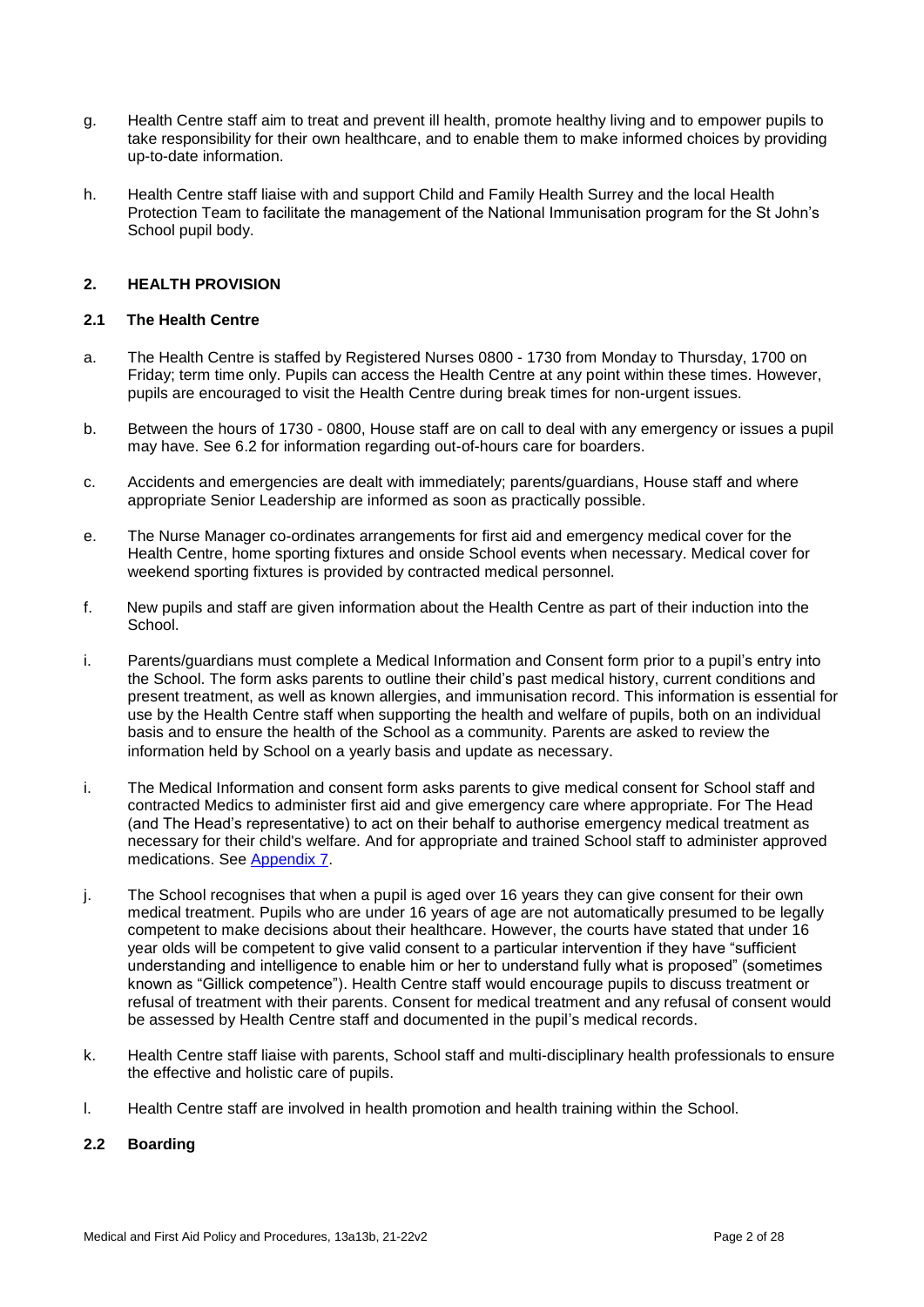g. Health Centre staff aim to treat and prevent ill health, promote healthy living and to empower pupils to take responsibility for their own healthcare, and to enable them to make informed choices by providing up-to-date information.

h. Health Centre staff liaise with and support Child and Family Health Surrey and the local Health Protection Team to facilitate the management of the National Immunisation program for the St John's School pupil body.

## 2. HEALTH PROVISION

### 2.1 The Health Centre

a. The Health Centre is staffed by Registered Nurses 0800 - 1730 from Monday to Thursday, 1700 on Friday; term time only. Pupils can access the Health Centre at any point within these times. However, pupils are encouraged to visit the Health Centre during break times for non-urgent issues.

b. Between the hours of 1730 - 0800, House staff are on call to deal with any emergency or issues a pupil may have. See 6.2 for information regarding out-of-hours care for boarders.

c. Accidents and emergencies are dealt with immediately; parents/guardians, House staff and where appropriate Senior Leadership are informed as soon as practically possible.

e. The Nurse Manager co-ordinates arrangements for first aid and emergency medical cover for the Health Centre, home sporting fixtures and onside School events when necessary. Medical cover for weekend sporting fixtures is provided by contracted medical personnel.

f. New pupils and staff are given information about the Health Centre as part of their induction into the School.

i. Parents/guardians must complete a Medical Information and Consent form prior to a pupil's entry into the School. The form asks parents to outline their child's past medical history, current conditions and present treatment, as well as known allergies, and immunisation record. This information is essential for use by the Health Centre staff when supporting the health and welfare of pupils, both on an individual basis and to ensure the health of the School as a community. Parents are asked to review the information held by School on a yearly basis and update as necessary.

i. The Medical Information and consent form asks parents to give medical consent for School staff and contracted Medics to administer first aid and give emergency care where appropriate. For The Head (and The Head's representative) to act on their behalf to authorise emergency medical treatment as necessary for their child's welfare. And for appropriate and trained School staff to administer approved medications. See Appendix 7.

j. The School recognises that when a pupil is aged over 16 years they can give consent for their own medical treatment. Pupils who are under 16 years of age are not automatically presumed to be legally competent to make decisions about their healthcare. However, the courts have stated that under 16 year olds will be competent to give valid consent to a particular intervention if they have "sufficient understanding and intelligence to enable him or her to understand fully what is proposed" (sometimes known as "Gillick competence"). Health Centre staff would encourage pupils to discuss treatment or refusal of treatment with their parents. Consent for medical treatment and any refusal of consent would be assessed by Health Centre staff and documented in the pupil's medical records.

k. Health Centre staff liaise with parents, School staff and multi-disciplinary health professionals to ensure the effective and holistic care of pupils.

l. Health Centre staff are involved in health promotion and health training within the School.

### 2.2 Boarding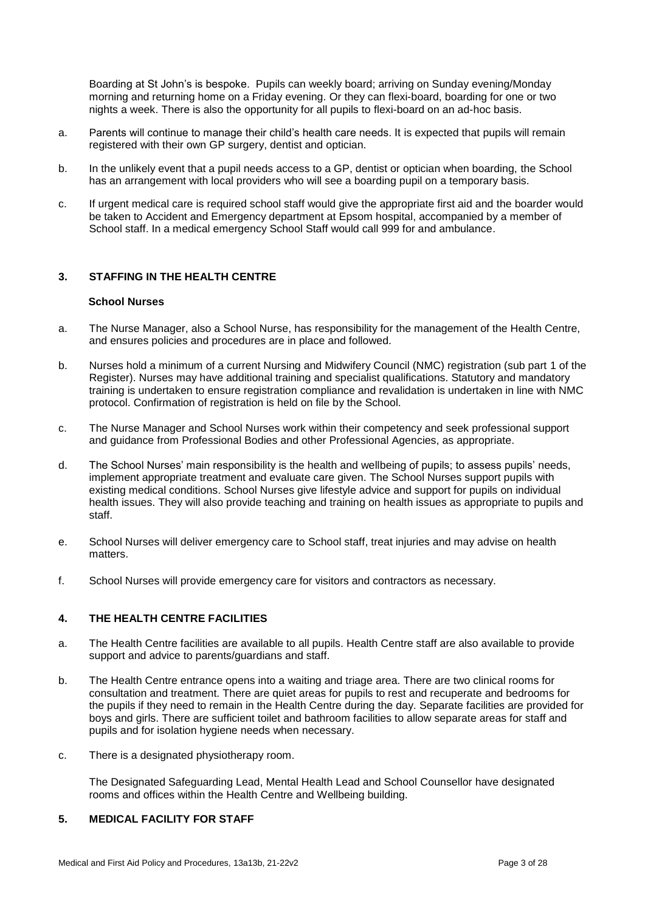Boarding at St John's is bespoke. Pupils can weekly board; arriving on Sunday evening/Monday morning and returning home on a Friday evening. Or they can flexi-board, boarding for one or two nights a week. There is also the opportunity for all pupils to flexi-board on an ad-hoc basis.

a. Parents will continue to manage their child's health care needs. It is expected that pupils will remain registered with their own GP surgery, dentist and optician.

b. In the unlikely event that a pupil needs access to a GP, dentist or optician when boarding, the School has an arrangement with local providers who will see a boarding pupil on a temporary basis.

c. If urgent medical care is required school staff would give the appropriate first aid and the boarder would be taken to Accident and Emergency department at Epsom hospital, accompanied by a member of School staff. In a medical emergency School Staff would call 999 for and ambulance.

## 3. STAFFING IN THE HEALTH CENTRE

**School Nurses**

a. The Nurse Manager, also a School Nurse, has responsibility for the management of the Health Centre, and ensures policies and procedures are in place and followed.

b. Nurses hold a minimum of a current Nursing and Midwifery Council (NMC) registration (sub part 1 of the Register). Nurses may have additional training and specialist qualifications. Statutory and mandatory training is undertaken to ensure registration compliance and revalidation is undertaken in line with NMC protocol. Confirmation of registration is held on file by the School.

c. The Nurse Manager and School Nurses work within their competency and seek professional support and guidance from Professional Bodies and other Professional Agencies, as appropriate.

d. The School Nurses' main responsibility is the health and wellbeing of pupils; to assess pupils' needs, implement appropriate treatment and evaluate care given. The School Nurses support pupils with existing medical conditions. School Nurses give lifestyle advice and support for pupils on individual health issues. They will also provide teaching and training on health issues as appropriate to pupils and staff.

e. School Nurses will deliver emergency care to School staff, treat injuries and may advise on health matters.

f. School Nurses will provide emergency care for visitors and contractors as necessary.

## 4. THE HEALTH CENTRE FACILITIES

a. The Health Centre facilities are available to all pupils. Health Centre staff are also available to provide support and advice to parents/guardians and staff.

b. The Health Centre entrance opens into a waiting and triage area. There are two clinical rooms for consultation and treatment. There are quiet areas for pupils to rest and recuperate and bedrooms for the pupils if they need to remain in the Health Centre during the day. Separate facilities are provided for boys and girls. There are sufficient toilet and bathroom facilities to allow separate areas for staff and pupils and for isolation hygiene needs when necessary.

c. There is a designated physiotherapy room.

The Designated Safeguarding Lead, Mental Health Lead and School Counsellor have designated rooms and offices within the Health Centre and Wellbeing building.

## 5. MEDICAL FACILITY FOR STAFF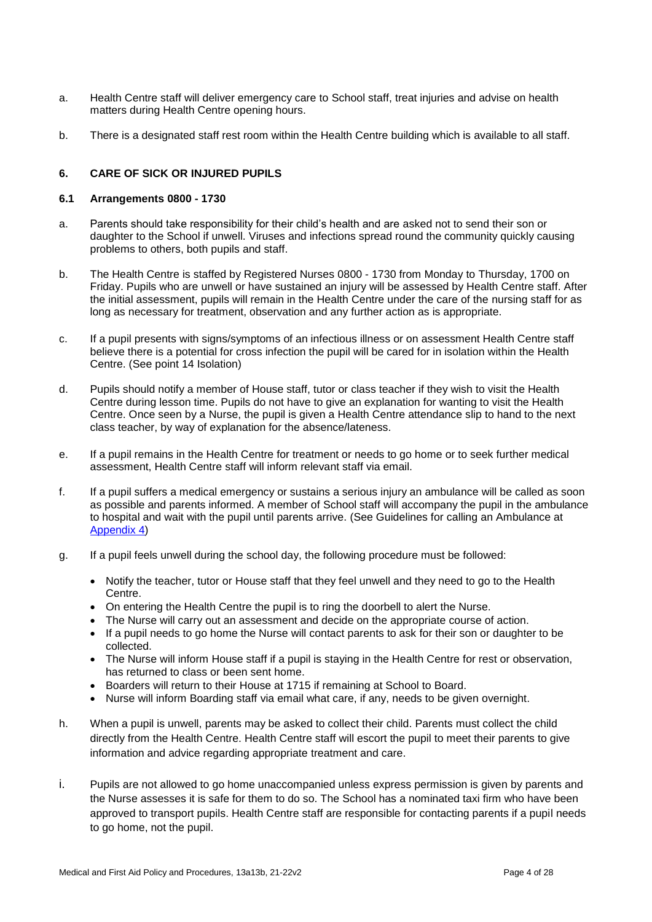a. Health Centre staff will deliver emergency care to School staff, treat injuries and advise on health matters during Health Centre opening hours.

b. There is a designated staff rest room within the Health Centre building which is available to all staff.

## 6. CARE OF SICK OR INJURED PUPILS

### 6.1 Arrangements 0800 - 1730

a. Parents should take responsibility for their child's health and are asked not to send their son or daughter to the School if unwell. Viruses and infections spread round the community quickly causing problems to others, both pupils and staff.

b. The Health Centre is staffed by Registered Nurses 0800 - 1730 from Monday to Thursday, 1700 on Friday. Pupils who are unwell or have sustained an injury will be assessed by Health Centre staff. After the initial assessment, pupils will remain in the Health Centre under the care of the nursing staff for as long as necessary for treatment, observation and any further action as is appropriate.

c. If a pupil presents with signs/symptoms of an infectious illness or on assessment Health Centre staff believe there is a potential for cross infection the pupil will be cared for in isolation within the Health Centre. (See point 14 Isolation)

d. Pupils should notify a member of House staff, tutor or class teacher if they wish to visit the Health Centre during lesson time. Pupils do not have to give an explanation for wanting to visit the Health Centre. Once seen by a Nurse, the pupil is given a Health Centre attendance slip to hand to the next class teacher, by way of explanation for the absence/lateness.

e. If a pupil remains in the Health Centre for treatment or needs to go home or to seek further medical assessment, Health Centre staff will inform relevant staff via email.

f. If a pupil suffers a medical emergency or sustains a serious injury an ambulance will be called as soon as possible and parents informed. A member of School staff will accompany the pupil in the ambulance to hospital and wait with the pupil until parents arrive. (See Guidelines for calling an Ambulance at Appendix 4)

g. If a pupil feels unwell during the school day, the following procedure must be followed:

- Notify the teacher, tutor or House staff that they feel unwell and they need to go to the Health Centre.
- On entering the Health Centre the pupil is to ring the doorbell to alert the Nurse.
- The Nurse will carry out an assessment and decide on the appropriate course of action.
- If a pupil needs to go home the Nurse will contact parents to ask for their son or daughter to be collected.
- The Nurse will inform House staff if a pupil is staying in the Health Centre for rest or observation, has returned to class or been sent home.
- Boarders will return to their House at 1715 if remaining at School to Board.
- Nurse will inform Boarding staff via email what care, if any, needs to be given overnight.

h. When a pupil is unwell, parents may be asked to collect their child. Parents must collect the child directly from the Health Centre. Health Centre staff will escort the pupil to meet their parents to give information and advice regarding appropriate treatment and care.

i. Pupils are not allowed to go home unaccompanied unless express permission is given by parents and the Nurse assesses it is safe for them to do so. The School has a nominated taxi firm who have been approved to transport pupils. Health Centre staff are responsible for contacting parents if a pupil needs to go home, not the pupil.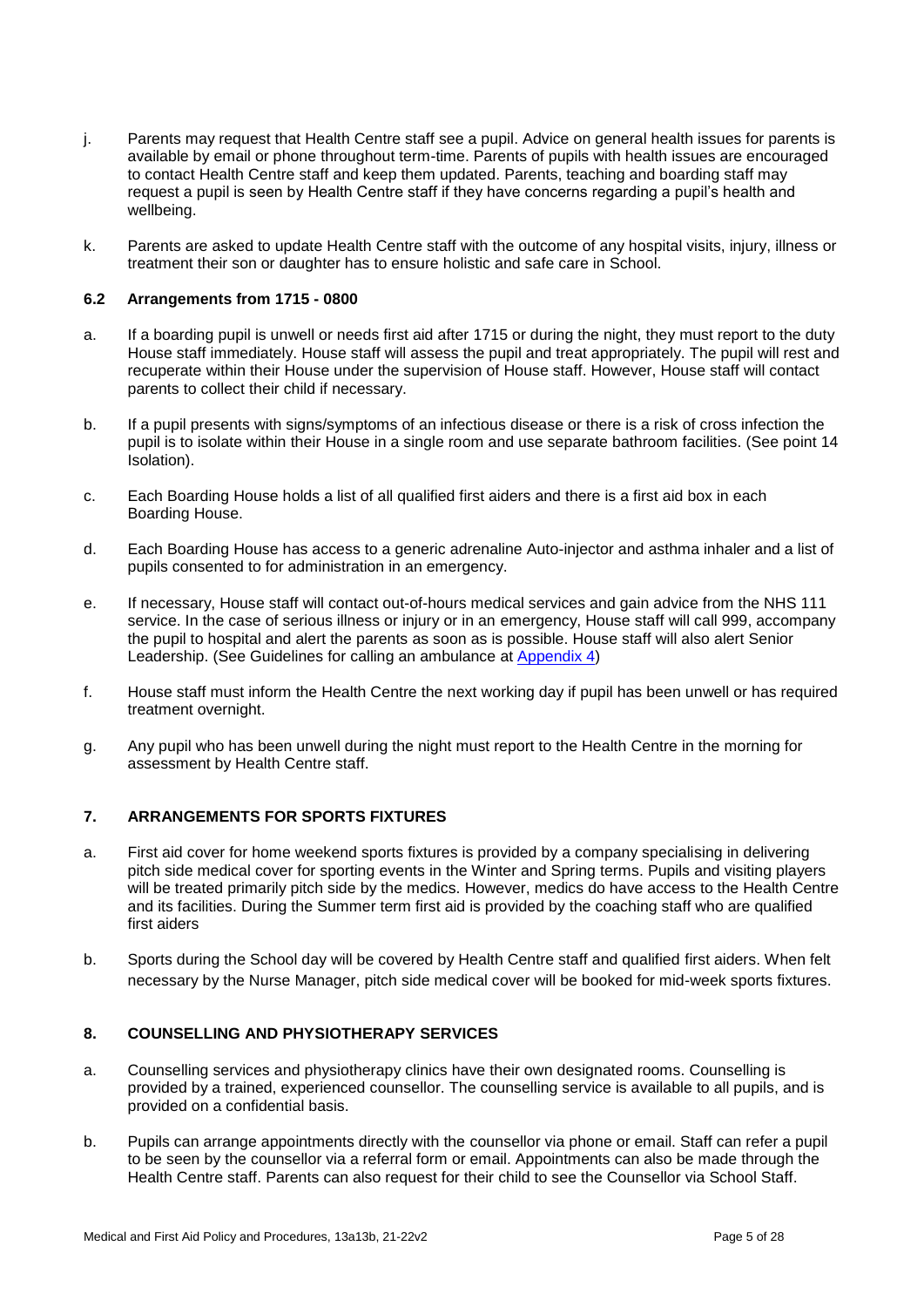j. Parents may request that Health Centre staff see a pupil. Advice on general health issues for parents is available by email or phone throughout term-time. Parents of pupils with health issues are encouraged to contact Health Centre staff and keep them updated. Parents, teaching and boarding staff may request a pupil is seen by Health Centre staff if they have concerns regarding a pupil's health and wellbeing.

k. Parents are asked to update Health Centre staff with the outcome of any hospital visits, injury, illness or treatment their son or daughter has to ensure holistic and safe care in School.

### 6.2 Arrangements from 1715 - 0800

a. If a boarding pupil is unwell or needs first aid after 1715 or during the night, they must report to the duty House staff immediately. House staff will assess the pupil and treat appropriately. The pupil will rest and recuperate within their House under the supervision of House staff. However, House staff will contact parents to collect their child if necessary.

b. If a pupil presents with signs/symptoms of an infectious disease or there is a risk of cross infection the pupil is to isolate within their House in a single room and use separate bathroom facilities. (See point 14 Isolation).

c. Each Boarding House holds a list of all qualified first aiders and there is a first aid box in each Boarding House.

d. Each Boarding House has access to a generic adrenaline Auto-injector and asthma inhaler and a list of pupils consented to for administration in an emergency.

e. If necessary, House staff will contact out-of-hours medical services and gain advice from the NHS 111 service. In the case of serious illness or injury or in an emergency, House staff will call 999, accompany the pupil to hospital and alert the parents as soon as is possible. House staff will also alert Senior Leadership. (See Guidelines for calling an ambulance at Appendix 4)

f. House staff must inform the Health Centre the next working day if pupil has been unwell or has required treatment overnight.

g. Any pupil who has been unwell during the night must report to the Health Centre in the morning for assessment by Health Centre staff.

## 7. ARRANGEMENTS FOR SPORTS FIXTURES

a. First aid cover for home weekend sports fixtures is provided by a company specialising in delivering pitch side medical cover for sporting events in the Winter and Spring terms. Pupils and visiting players will be treated primarily pitch side by the medics. However, medics do have access to the Health Centre and its facilities. During the Summer term first aid is provided by the coaching staff who are qualified first aiders

b. Sports during the School day will be covered by Health Centre staff and qualified first aiders. When felt necessary by the Nurse Manager, pitch side medical cover will be booked for mid-week sports fixtures.

## 8. COUNSELLING AND PHYSIOTHERAPY SERVICES

a. Counselling services and physiotherapy clinics have their own designated rooms. Counselling is provided by a trained, experienced counsellor. The counselling service is available to all pupils, and is provided on a confidential basis.

b. Pupils can arrange appointments directly with the counsellor via phone or email. Staff can refer a pupil to be seen by the counsellor via a referral form or email. Appointments can also be made through the Health Centre staff. Parents can also request for their child to see the Counsellor via School Staff.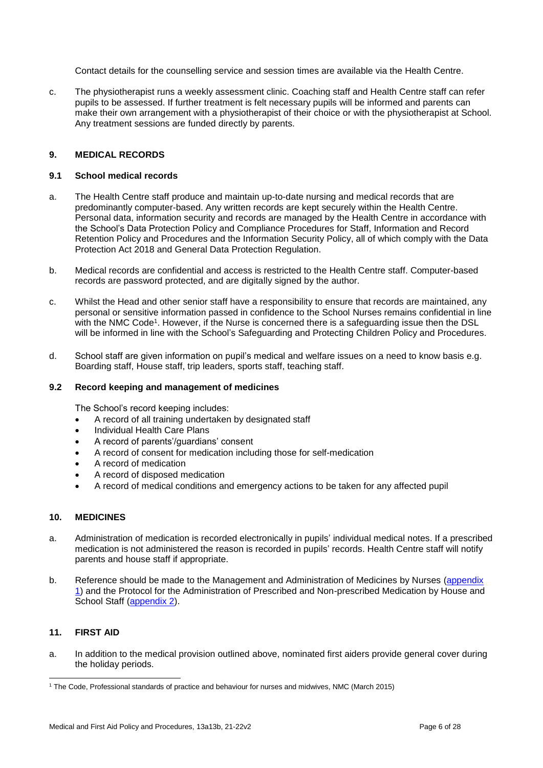Contact details for the counselling service and session times are available via the Health Centre.

c. The physiotherapist runs a weekly assessment clinic. Coaching staff and Health Centre staff can refer pupils to be assessed. If further treatment is felt necessary pupils will be informed and parents can make their own arrangement with a physiotherapist of their choice or with the physiotherapist at School. Any treatment sessions are funded directly by parents.

## 9. MEDICAL RECORDS

### 9.1 School medical records

a. The Health Centre staff produce and maintain up-to-date nursing and medical records that are predominantly computer-based. Any written records are kept securely within the Health Centre. Personal data, information security and records are managed by the Health Centre in accordance with the School's Data Protection Policy and Compliance Procedures for Staff, Information and Record Retention Policy and Procedures and the Information Security Policy, all of which comply with the Data Protection Act 2018 and General Data Protection Regulation.

b. Medical records are confidential and access is restricted to the Health Centre staff. Computer-based records are password protected, and are digitally signed by the author.

c. Whilst the Head and other senior staff have a responsibility to ensure that records are maintained, any personal or sensitive information passed in confidence to the School Nurses remains confidential in line with the NMC Code[1]. However, if the Nurse is concerned there is a safeguarding issue then the DSL will be informed in line with the School's Safeguarding and Protecting Children Policy and Procedures.

d. School staff are given information on pupil's medical and welfare issues on a need to know basis e.g. Boarding staff, House staff, trip leaders, sports staff, teaching staff.

### 9.2 Record keeping and management of medicines

The School's record keeping includes:

- A record of all training undertaken by designated staff
- Individual Health Care Plans
- A record of parents'/guardians' consent
- A record of consent for medication including those for self-medication
- A record of medication
- A record of disposed medication
- A record of medical conditions and emergency actions to be taken for any affected pupil

## 10. MEDICINES

a. Administration of medication is recorded electronically in pupils' individual medical notes. If a prescribed medication is not administered the reason is recorded in pupils' records. Health Centre staff will notify parents and house staff if appropriate.

b. Reference should be made to the Management and Administration of Medicines by Nurses (appendix 1) and the Protocol for the Administration of Prescribed and Non-prescribed Medication by House and School Staff (appendix 2).

## 11. FIRST AID

a. In addition to the medical provision outlined above, nominated first aiders provide general cover during the holiday periods.

[1] The Code, Professional standards of practice and behaviour for nurses and midwives, NMC (March 2015)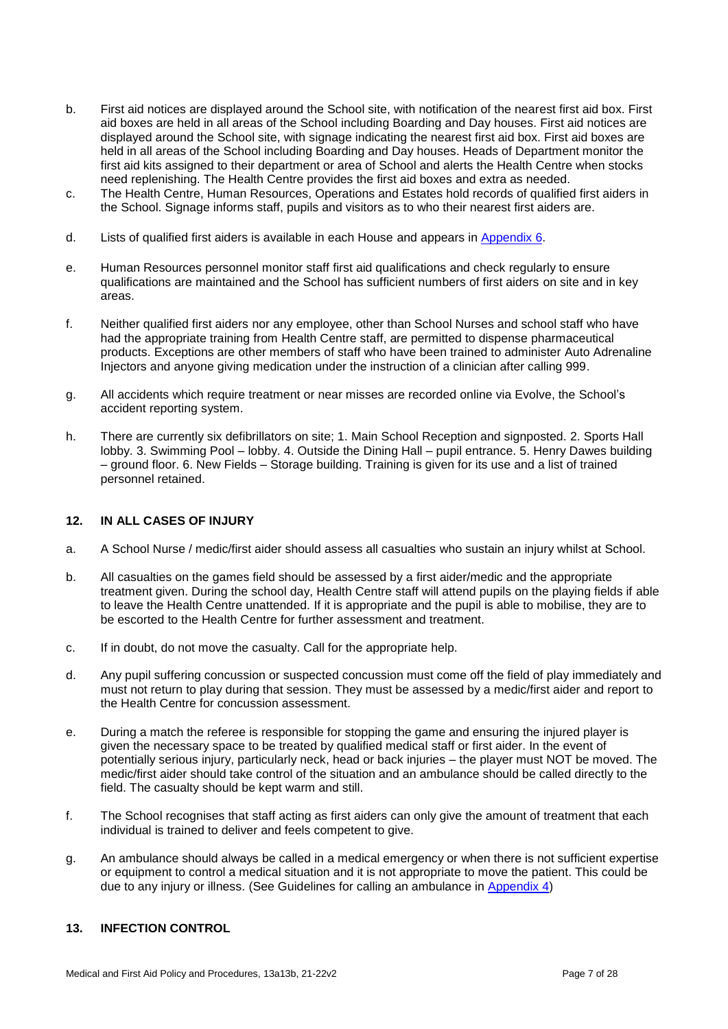b. First aid notices are displayed around the School site, with notification of the nearest first aid box. First aid boxes are held in all areas of the School including Boarding and Day houses. First aid notices are displayed around the School site, with signage indicating the nearest first aid box. First aid boxes are held in all areas of the School including Boarding and Day houses. Heads of Department monitor the first aid kits assigned to their department or area of School and alerts the Health Centre when stocks need replenishing. The Health Centre provides the first aid boxes and extra as needed.

c. The Health Centre, Human Resources, Operations and Estates hold records of qualified first aiders in the School. Signage informs staff, pupils and visitors as to who their nearest first aiders are.

d. Lists of qualified first aiders is available in each House and appears in Appendix 6.

e. Human Resources personnel monitor staff first aid qualifications and check regularly to ensure qualifications are maintained and the School has sufficient numbers of first aiders on site and in key areas.

f. Neither qualified first aiders nor any employee, other than School Nurses and school staff who have had the appropriate training from Health Centre staff, are permitted to dispense pharmaceutical products. Exceptions are other members of staff who have been trained to administer Auto Adrenaline Injectors and anyone giving medication under the instruction of a clinician after calling 999.

g. All accidents which require treatment or near misses are recorded online via Evolve, the School's accident reporting system.

h. There are currently six defibrillators on site; 1. Main School Reception and signposted. 2. Sports Hall lobby. 3. Swimming Pool – lobby. 4. Outside the Dining Hall – pupil entrance. 5. Henry Dawes building – ground floor. 6. New Fields – Storage building. Training is given for its use and a list of trained personnel retained.

## 12. IN ALL CASES OF INJURY

a. A School Nurse / medic/first aider should assess all casualties who sustain an injury whilst at School.

b. All casualties on the games field should be assessed by a first aider/medic and the appropriate treatment given. During the school day, Health Centre staff will attend pupils on the playing fields if able to leave the Health Centre unattended. If it is appropriate and the pupil is able to mobilise, they are to be escorted to the Health Centre for further assessment and treatment.

c. If in doubt, do not move the casualty. Call for the appropriate help.

d. Any pupil suffering concussion or suspected concussion must come off the field of play immediately and must not return to play during that session. They must be assessed by a medic/first aider and report to the Health Centre for concussion assessment.

e. During a match the referee is responsible for stopping the game and ensuring the injured player is given the necessary space to be treated by qualified medical staff or first aider. In the event of potentially serious injury, particularly neck, head or back injuries – the player must NOT be moved. The medic/first aider should take control of the situation and an ambulance should be called directly to the field. The casualty should be kept warm and still.

f. The School recognises that staff acting as first aiders can only give the amount of treatment that each individual is trained to deliver and feels competent to give.

g. An ambulance should always be called in a medical emergency or when there is not sufficient expertise or equipment to control a medical situation and it is not appropriate to move the patient. This could be due to any injury or illness. (See Guidelines for calling an ambulance in Appendix 4)

## 13. INFECTION CONTROL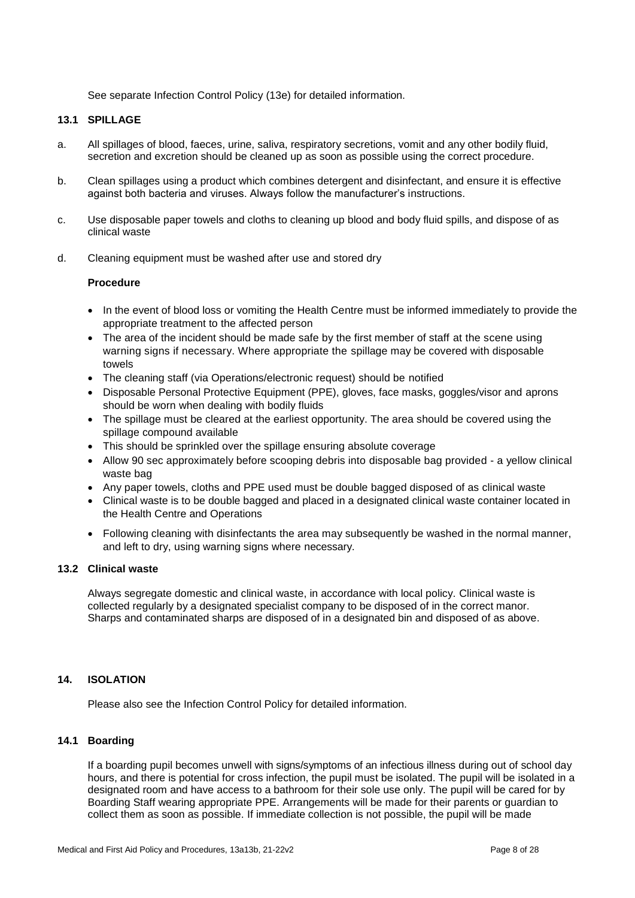See separate Infection Control Policy (13e) for detailed information.

### 13.1 SPILLAGE

a. All spillages of blood, faeces, urine, saliva, respiratory secretions, vomit and any other bodily fluid, secretion and excretion should be cleaned up as soon as possible using the correct procedure.

b. Clean spillages using a product which combines detergent and disinfectant, and ensure it is effective against both bacteria and viruses. Always follow the manufacturer's instructions.

c. Use disposable paper towels and cloths to cleaning up blood and body fluid spills, and dispose of as clinical waste

d. Cleaning equipment must be washed after use and stored dry

**Procedure**

- In the event of blood loss or vomiting the Health Centre must be informed immediately to provide the appropriate treatment to the affected person
- The area of the incident should be made safe by the first member of staff at the scene using warning signs if necessary. Where appropriate the spillage may be covered with disposable towels
- The cleaning staff (via Operations/electronic request) should be notified
- Disposable Personal Protective Equipment (PPE), gloves, face masks, goggles/visor and aprons should be worn when dealing with bodily fluids
- The spillage must be cleared at the earliest opportunity. The area should be covered using the spillage compound available
- This should be sprinkled over the spillage ensuring absolute coverage
- Allow 90 sec approximately before scooping debris into disposable bag provided - a yellow clinical waste bag
- Any paper towels, cloths and PPE used must be double bagged disposed of as clinical waste
- Clinical waste is to be double bagged and placed in a designated clinical waste container located in the Health Centre and Operations
- Following cleaning with disinfectants the area may subsequently be washed in the normal manner, and left to dry, using warning signs where necessary.

### 13.2 Clinical waste

Always segregate domestic and clinical waste, in accordance with local policy. Clinical waste is collected regularly by a designated specialist company to be disposed of in the correct manor. Sharps and contaminated sharps are disposed of in a designated bin and disposed of as above.

## 14. ISOLATION

Please also see the Infection Control Policy for detailed information.

### 14.1 Boarding

If a boarding pupil becomes unwell with signs/symptoms of an infectious illness during out of school day hours, and there is potential for cross infection, the pupil must be isolated. The pupil will be isolated in a designated room and have access to a bathroom for their sole use only. The pupil will be cared for by Boarding Staff wearing appropriate PPE. Arrangements will be made for their parents or guardian to collect them as soon as possible. If immediate collection is not possible, the pupil will be made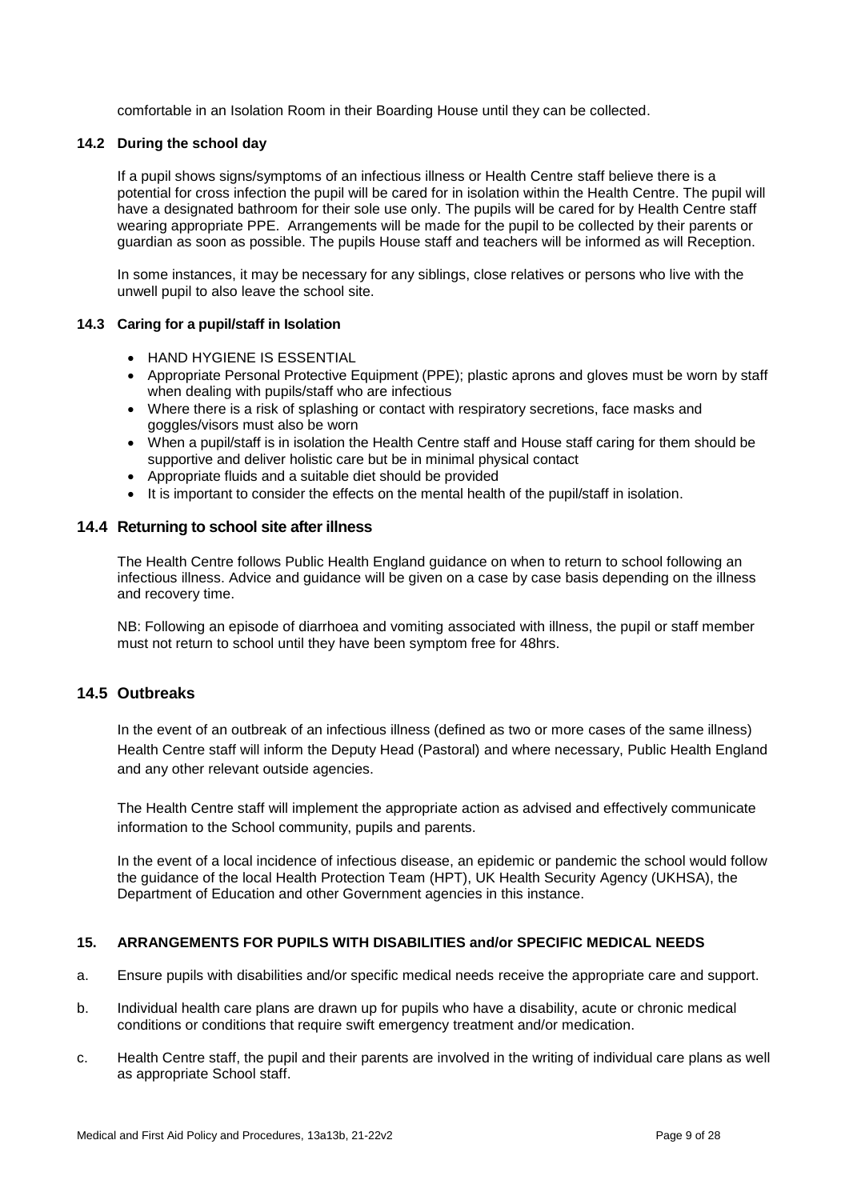comfortable in an Isolation Room in their Boarding House until they can be collected.

### 14.2 During the school day

If a pupil shows signs/symptoms of an infectious illness or Health Centre staff believe there is a potential for cross infection the pupil will be cared for in isolation within the Health Centre. The pupil will have a designated bathroom for their sole use only. The pupils will be cared for by Health Centre staff wearing appropriate PPE. Arrangements will be made for the pupil to be collected by their parents or guardian as soon as possible. The pupils House staff and teachers will be informed as will Reception.

In some instances, it may be necessary for any siblings, close relatives or persons who live with the unwell pupil to also leave the school site.

### 14.3 Caring for a pupil/staff in Isolation

- HAND HYGIENE IS ESSENTIAL
- Appropriate Personal Protective Equipment (PPE); plastic aprons and gloves must be worn by staff when dealing with pupils/staff who are infectious
- Where there is a risk of splashing or contact with respiratory secretions, face masks and goggles/visors must also be worn
- When a pupil/staff is in isolation the Health Centre staff and House staff caring for them should be supportive and deliver holistic care but be in minimal physical contact
- Appropriate fluids and a suitable diet should be provided
- It is important to consider the effects on the mental health of the pupil/staff in isolation.

### 14.4 Returning to school site after illness

The Health Centre follows Public Health England guidance on when to return to school following an infectious illness. Advice and guidance will be given on a case by case basis depending on the illness and recovery time.

NB: Following an episode of diarrhoea and vomiting associated with illness, the pupil or staff member must not return to school until they have been symptom free for 48hrs.

### 14.5 Outbreaks

In the event of an outbreak of an infectious illness (defined as two or more cases of the same illness) Health Centre staff will inform the Deputy Head (Pastoral) and where necessary, Public Health England and any other relevant outside agencies.

The Health Centre staff will implement the appropriate action as advised and effectively communicate information to the School community, pupils and parents.

In the event of a local incidence of infectious disease, an epidemic or pandemic the school would follow the guidance of the local Health Protection Team (HPT), UK Health Security Agency (UKHSA), the Department of Education and other Government agencies in this instance.

## 15. ARRANGEMENTS FOR PUPILS WITH DISABILITIES and/or SPECIFIC MEDICAL NEEDS

a. Ensure pupils with disabilities and/or specific medical needs receive the appropriate care and support.

b. Individual health care plans are drawn up for pupils who have a disability, acute or chronic medical conditions or conditions that require swift emergency treatment and/or medication.

c. Health Centre staff, the pupil and their parents are involved in the writing of individual care plans as well as appropriate School staff.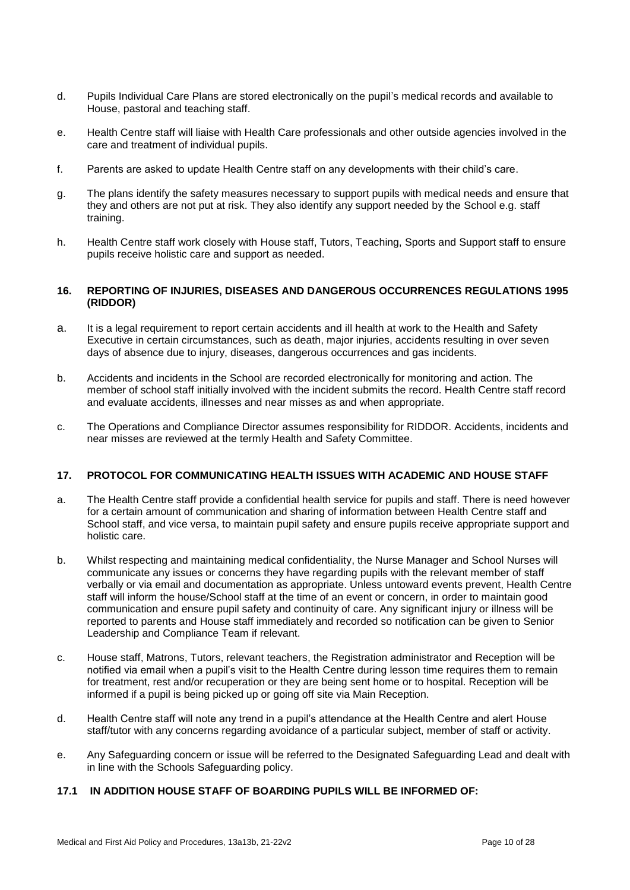d. Pupils Individual Care Plans are stored electronically on the pupil's medical records and available to House, pastoral and teaching staff.

e. Health Centre staff will liaise with Health Care professionals and other outside agencies involved in the care and treatment of individual pupils.

f. Parents are asked to update Health Centre staff on any developments with their child's care.

g. The plans identify the safety measures necessary to support pupils with medical needs and ensure that they and others are not put at risk. They also identify any support needed by the School e.g. staff training.

h. Health Centre staff work closely with House staff, Tutors, Teaching, Sports and Support staff to ensure pupils receive holistic care and support as needed.

## 16. REPORTING OF INJURIES, DISEASES AND DANGEROUS OCCURRENCES REGULATIONS 1995 (RIDDOR)

a. It is a legal requirement to report certain accidents and ill health at work to the Health and Safety Executive in certain circumstances, such as death, major injuries, accidents resulting in over seven days of absence due to injury, diseases, dangerous occurrences and gas incidents.

b. Accidents and incidents in the School are recorded electronically for monitoring and action. The member of school staff initially involved with the incident submits the record. Health Centre staff record and evaluate accidents, illnesses and near misses as and when appropriate.

c. The Operations and Compliance Director assumes responsibility for RIDDOR. Accidents, incidents and near misses are reviewed at the termly Health and Safety Committee.

## 17. PROTOCOL FOR COMMUNICATING HEALTH ISSUES WITH ACADEMIC AND HOUSE STAFF

a. The Health Centre staff provide a confidential health service for pupils and staff. There is need however for a certain amount of communication and sharing of information between Health Centre staff and School staff, and vice versa, to maintain pupil safety and ensure pupils receive appropriate support and holistic care.

b. Whilst respecting and maintaining medical confidentiality, the Nurse Manager and School Nurses will communicate any issues or concerns they have regarding pupils with the relevant member of staff verbally or via email and documentation as appropriate. Unless untoward events prevent, Health Centre staff will inform the house/School staff at the time of an event or concern, in order to maintain good communication and ensure pupil safety and continuity of care. Any significant injury or illness will be reported to parents and House staff immediately and recorded so notification can be given to Senior Leadership and Compliance Team if relevant.

c. House staff, Matrons, Tutors, relevant teachers, the Registration administrator and Reception will be notified via email when a pupil's visit to the Health Centre during lesson time requires them to remain for treatment, rest and/or recuperation or they are being sent home or to hospital. Reception will be informed if a pupil is being picked up or going off site via Main Reception.

d. Health Centre staff will note any trend in a pupil's attendance at the Health Centre and alert House staff/tutor with any concerns regarding avoidance of a particular subject, member of staff or activity.

e. Any Safeguarding concern or issue will be referred to the Designated Safeguarding Lead and dealt with in line with the Schools Safeguarding policy.

### 17.1 IN ADDITION HOUSE STAFF OF BOARDING PUPILS WILL BE INFORMED OF: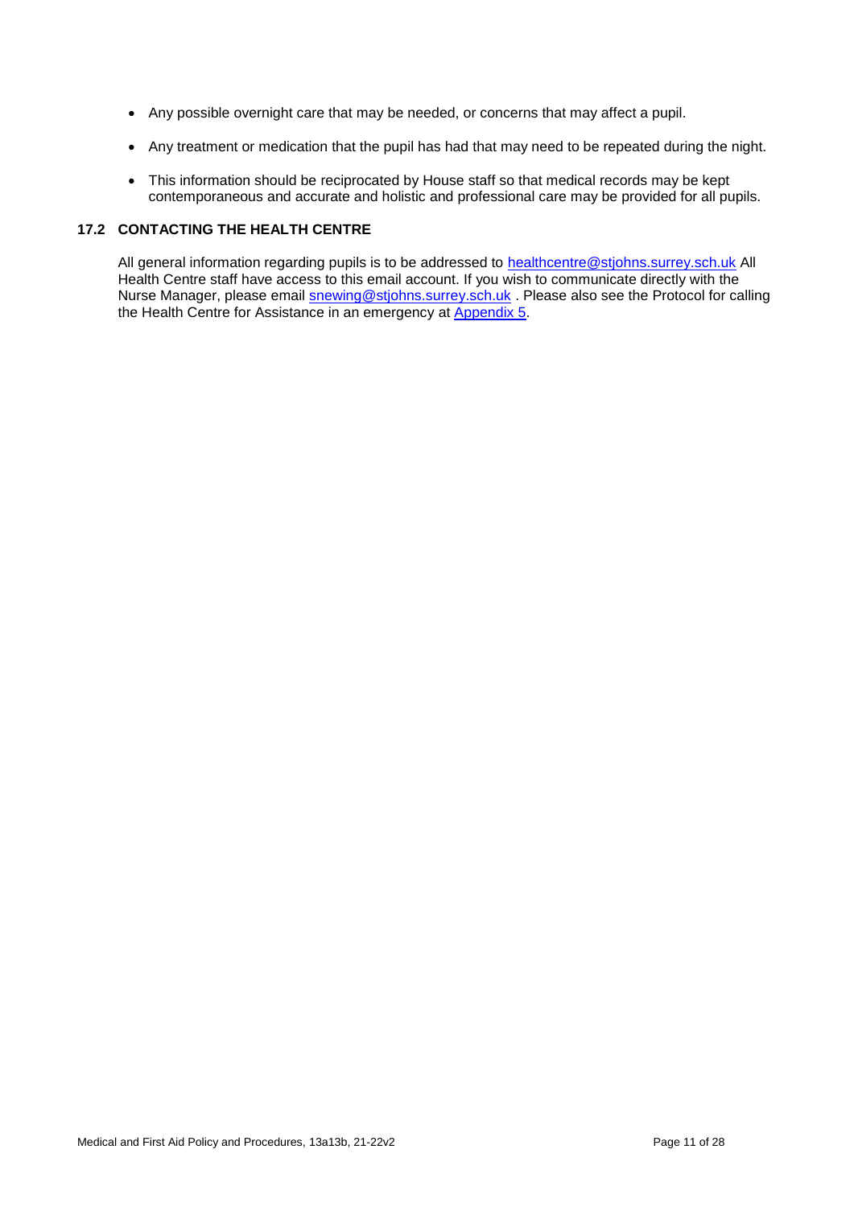- Any possible overnight care that may be needed, or concerns that may affect a pupil.
- Any treatment or medication that the pupil has had that may need to be repeated during the night.
- This information should be reciprocated by House staff so that medical records may be kept contemporaneous and accurate and holistic and professional care may be provided for all pupils.

### 17.2 CONTACTING THE HEALTH CENTRE

All general information regarding pupils is to be addressed to healthcentre@stjohns.surrey.sch.uk All Health Centre staff have access to this email account. If you wish to communicate directly with the Nurse Manager, please email snewing@stjohns.surrey.sch.uk . Please also see the Protocol for calling the Health Centre for Assistance in an emergency at Appendix 5.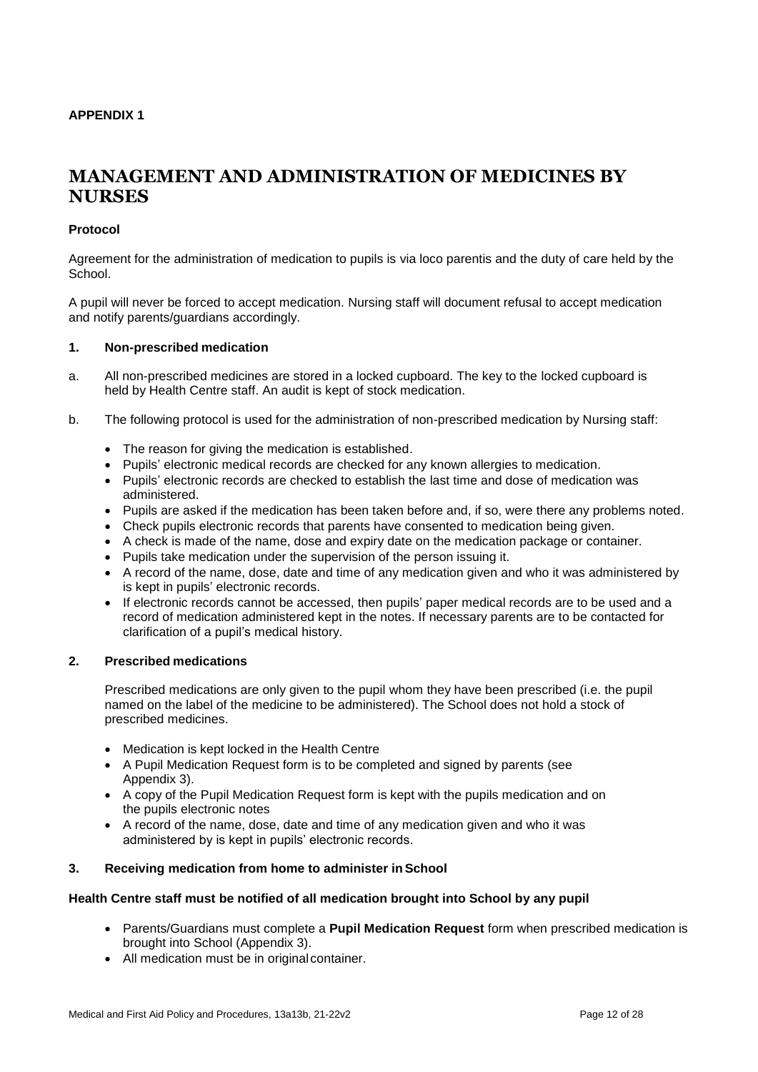**APPENDIX 1**

# MANAGEMENT AND ADMINISTRATION OF MEDICINES BY NURSES

**Protocol**

Agreement for the administration of medication to pupils is via loco parentis and the duty of care held by the School.

A pupil will never be forced to accept medication. Nursing staff will document refusal to accept medication and notify parents/guardians accordingly.

## 1. Non-prescribed medication

a. All non-prescribed medicines are stored in a locked cupboard. The key to the locked cupboard is held by Health Centre staff. An audit is kept of stock medication.

b. The following protocol is used for the administration of non-prescribed medication by Nursing staff:

- The reason for giving the medication is established.
- Pupils' electronic medical records are checked for any known allergies to medication.
- Pupils' electronic records are checked to establish the last time and dose of medication was administered.
- Pupils are asked if the medication has been taken before and, if so, were there any problems noted.
- Check pupils electronic records that parents have consented to medication being given.
- A check is made of the name, dose and expiry date on the medication package or container.
- Pupils take medication under the supervision of the person issuing it.
- A record of the name, dose, date and time of any medication given and who it was administered by is kept in pupils' electronic records.
- If electronic records cannot be accessed, then pupils' paper medical records are to be used and a record of medication administered kept in the notes. If necessary parents are to be contacted for clarification of a pupil's medical history.

## 2. Prescribed medications

Prescribed medications are only given to the pupil whom they have been prescribed (i.e. the pupil named on the label of the medicine to be administered). The School does not hold a stock of prescribed medicines.

- Medication is kept locked in the Health Centre
- A Pupil Medication Request form is to be completed and signed by parents (see Appendix 3).
- A copy of the Pupil Medication Request form is kept with the pupils medication and on the pupils electronic notes
- A record of the name, dose, date and time of any medication given and who it was administered by is kept in pupils' electronic records.

## 3. Receiving medication from home to administer in School

**Health Centre staff must be notified of all medication brought into School by any pupil**

- Parents/Guardians must complete a **Pupil Medication Request** form when prescribed medication is brought into School (Appendix 3).
- All medication must be in original container.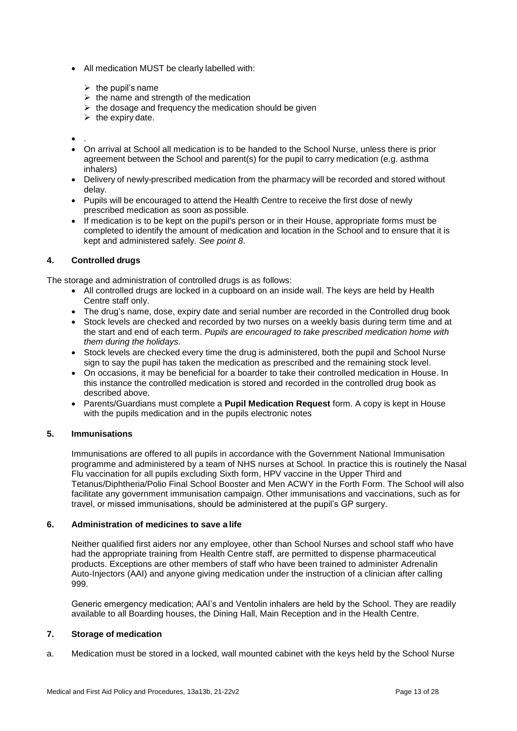- All medication MUST be clearly labelled with:
  - the pupil's name
  - the name and strength of the medication
  - the dosage and frequency the medication should be given
  - the expiry date.
- .
- On arrival at School all medication is to be handed to the School Nurse, unless there is prior agreement between the School and parent(s) for the pupil to carry medication (e.g. asthma inhalers)
- Delivery of newly-prescribed medication from the pharmacy will be recorded and stored without delay.
- Pupils will be encouraged to attend the Health Centre to receive the first dose of newly prescribed medication as soon as possible.
- If medication is to be kept on the pupil's person or in their House, appropriate forms must be completed to identify the amount of medication and location in the School and to ensure that it is kept and administered safely. *See point 8*.

#### 4. Controlled drugs

The storage and administration of controlled drugs is as follows:

- All controlled drugs are locked in a cupboard on an inside wall. The keys are held by Health Centre staff only.
- The drug's name, dose, expiry date and serial number are recorded in the Controlled drug book
- Stock levels are checked and recorded by two nurses on a weekly basis during term time and at the start and end of each term. *Pupils are encouraged to take prescribed medication home with them during the holidays.*
- Stock levels are checked every time the drug is administered, both the pupil and School Nurse sign to say the pupil has taken the medication as prescribed and the remaining stock level.
- On occasions, it may be beneficial for a boarder to take their controlled medication in House. In this instance the controlled medication is stored and recorded in the controlled drug book as described above.
- Parents/Guardians must complete a **Pupil Medication Request** form. A copy is kept in House with the pupils medication and in the pupils electronic notes

#### 5. Immunisations

Immunisations are offered to all pupils in accordance with the Government National Immunisation programme and administered by a team of NHS nurses at School. In practice this is routinely the Nasal Flu vaccination for all pupils excluding Sixth form, HPV vaccine in the Upper Third and Tetanus/Diphtheria/Polio Final School Booster and Men ACWY in the Forth Form. The School will also facilitate any government immunisation campaign. Other immunisations and vaccinations, such as for travel, or missed immunisations, should be administered at the pupil's GP surgery.

#### 6. Administration of medicines to save a life

Neither qualified first aiders nor any employee, other than School Nurses and school staff who have had the appropriate training from Health Centre staff, are permitted to dispense pharmaceutical products. Exceptions are other members of staff who have been trained to administer Adrenalin Auto-Injectors (AAI) and anyone giving medication under the instruction of a clinician after calling 999.

Generic emergency medication; AAI's and Ventolin inhalers are held by the School. They are readily available to all Boarding houses, the Dining Hall, Main Reception and in the Health Centre.

#### 7. Storage of medication

a. Medication must be stored in a locked, wall mounted cabinet with the keys held by the School Nurse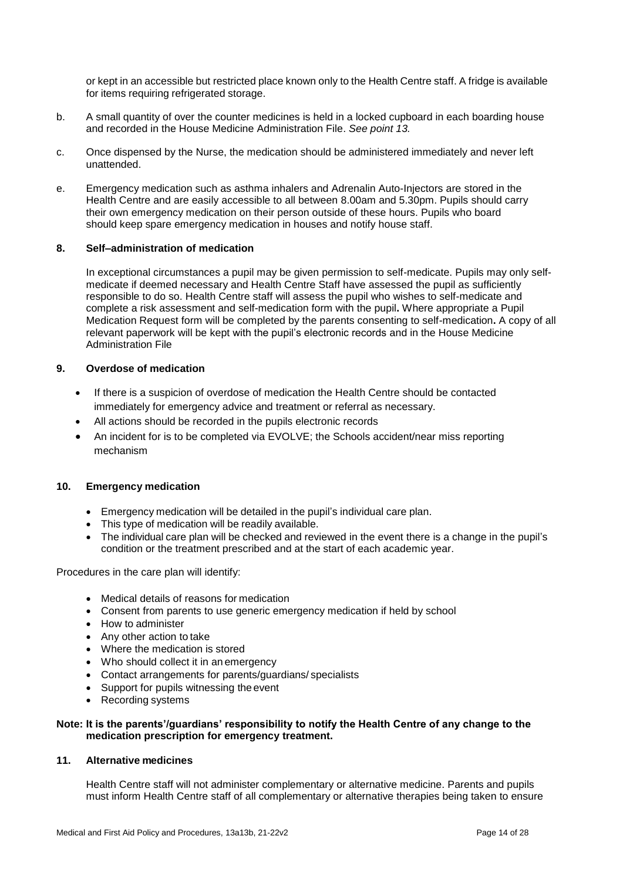or kept in an accessible but restricted place known only to the Health Centre staff. A fridge is available for items requiring refrigerated storage.

b. A small quantity of over the counter medicines is held in a locked cupboard in each boarding house and recorded in the House Medicine Administration File. *See point 13.*

c. Once dispensed by the Nurse, the medication should be administered immediately and never left unattended.

e. Emergency medication such as asthma inhalers and Adrenalin Auto-Injectors are stored in the Health Centre and are easily accessible to all between 8.00am and 5.30pm. Pupils should carry their own emergency medication on their person outside of these hours. Pupils who board should keep spare emergency medication in houses and notify house staff.

### 8. Self–administration of medication

In exceptional circumstances a pupil may be given permission to self-medicate. Pupils may only self-medicate if deemed necessary and Health Centre Staff have assessed the pupil as sufficiently responsible to do so. Health Centre staff will assess the pupil who wishes to self-medicate and complete a risk assessment and self-medication form with the pupil**.** Where appropriate a Pupil Medication Request form will be completed by the parents consenting to self-medication**.** A copy of all relevant paperwork will be kept with the pupil's electronic records and in the House Medicine Administration File

### 9. Overdose of medication

- If there is a suspicion of overdose of medication the Health Centre should be contacted immediately for emergency advice and treatment or referral as necessary.
- All actions should be recorded in the pupils electronic records
- An incident for is to be completed via EVOLVE; the Schools accident/near miss reporting mechanism

### 10. Emergency medication

- Emergency medication will be detailed in the pupil's individual care plan.
- This type of medication will be readily available.
- The individual care plan will be checked and reviewed in the event there is a change in the pupil's condition or the treatment prescribed and at the start of each academic year.

Procedures in the care plan will identify:

- Medical details of reasons for medication
- Consent from parents to use generic emergency medication if held by school
- How to administer
- Any other action to take
- Where the medication is stored
- Who should collect it in an emergency
- Contact arrangements for parents/guardians/ specialists
- Support for pupils witnessing the event
- Recording systems

**Note: It is the parents'/guardians' responsibility to notify the Health Centre of any change to the medication prescription for emergency treatment.**

### 11. Alternative medicines

Health Centre staff will not administer complementary or alternative medicine. Parents and pupils must inform Health Centre staff of all complementary or alternative therapies being taken to ensure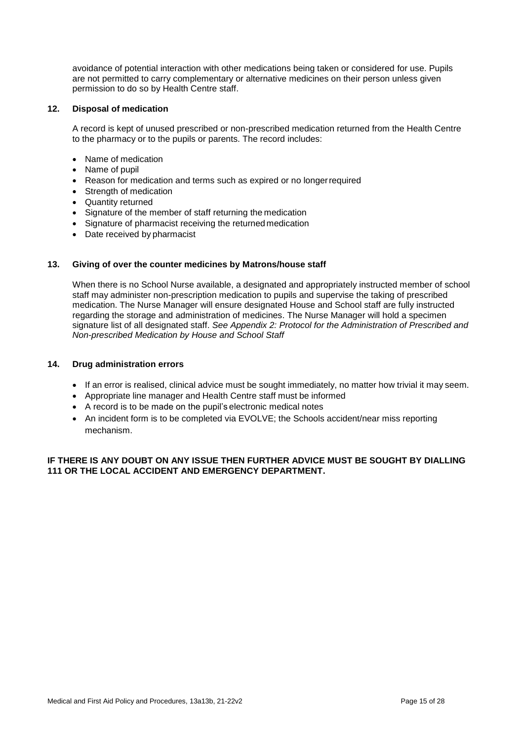avoidance of potential interaction with other medications being taken or considered for use. Pupils are not permitted to carry complementary or alternative medicines on their person unless given permission to do so by Health Centre staff.

### 12. Disposal of medication

A record is kept of unused prescribed or non-prescribed medication returned from the Health Centre to the pharmacy or to the pupils or parents. The record includes:

- Name of medication
- Name of pupil
- Reason for medication and terms such as expired or no longer required
- Strength of medication
- Quantity returned
- Signature of the member of staff returning the medication
- Signature of pharmacist receiving the returned medication
- Date received by pharmacist

### 13. Giving of over the counter medicines by Matrons/house staff

When there is no School Nurse available, a designated and appropriately instructed member of school staff may administer non-prescription medication to pupils and supervise the taking of prescribed medication. The Nurse Manager will ensure designated House and School staff are fully instructed regarding the storage and administration of medicines. The Nurse Manager will hold a specimen signature list of all designated staff. *See Appendix 2: Protocol for the Administration of Prescribed and Non-prescribed Medication by House and School Staff*

### 14. Drug administration errors

- If an error is realised, clinical advice must be sought immediately, no matter how trivial it may seem.
- Appropriate line manager and Health Centre staff must be informed
- A record is to be made on the pupil's electronic medical notes
- An incident form is to be completed via EVOLVE; the Schools accident/near miss reporting mechanism.

**IF THERE IS ANY DOUBT ON ANY ISSUE THEN FURTHER ADVICE MUST BE SOUGHT BY DIALLING 111 OR THE LOCAL ACCIDENT AND EMERGENCY DEPARTMENT.**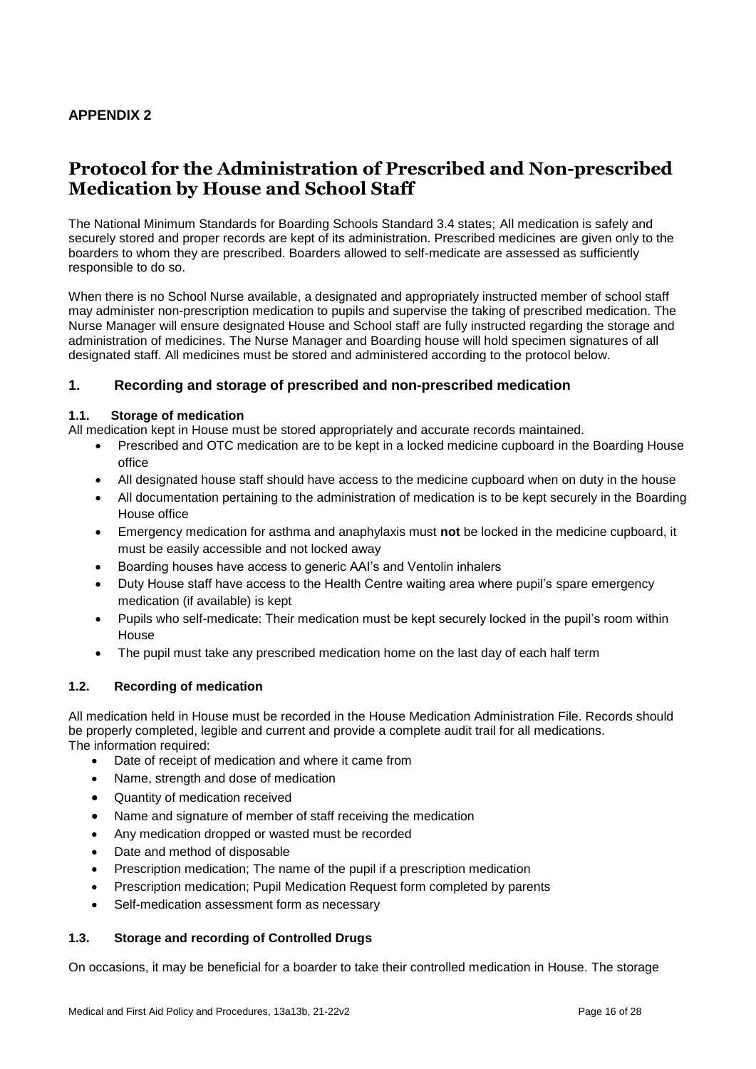**APPENDIX 2**

# Protocol for the Administration of Prescribed and Non-prescribed Medication by House and School Staff

The National Minimum Standards for Boarding Schools Standard 3.4 states; All medication is safely and securely stored and proper records are kept of its administration. Prescribed medicines are given only to the boarders to whom they are prescribed. Boarders allowed to self-medicate are assessed as sufficiently responsible to do so.

When there is no School Nurse available, a designated and appropriately instructed member of school staff may administer non-prescription medication to pupils and supervise the taking of prescribed medication. The Nurse Manager will ensure designated House and School staff are fully instructed regarding the storage and administration of medicines. The Nurse Manager and Boarding house will hold specimen signatures of all designated staff. All medicines must be stored and administered according to the protocol below.

## 1. Recording and storage of prescribed and non-prescribed medication

### 1.1. Storage of medication

All medication kept in House must be stored appropriately and accurate records maintained.

- Prescribed and OTC medication are to be kept in a locked medicine cupboard in the Boarding House office
- All designated house staff should have access to the medicine cupboard when on duty in the house
- All documentation pertaining to the administration of medication is to be kept securely in the Boarding House office
- Emergency medication for asthma and anaphylaxis must **not** be locked in the medicine cupboard, it must be easily accessible and not locked away
- Boarding houses have access to generic AAI's and Ventolin inhalers
- Duty House staff have access to the Health Centre waiting area where pupil's spare emergency medication (if available) is kept
- Pupils who self-medicate: Their medication must be kept securely locked in the pupil's room within House
- The pupil must take any prescribed medication home on the last day of each half term

### 1.2. Recording of medication

All medication held in House must be recorded in the House Medication Administration File. Records should be properly completed, legible and current and provide a complete audit trail for all medications.
The information required:

- Date of receipt of medication and where it came from
- Name, strength and dose of medication
- Quantity of medication received
- Name and signature of member of staff receiving the medication
- Any medication dropped or wasted must be recorded
- Date and method of disposable
- Prescription medication; The name of the pupil if a prescription medication
- Prescription medication; Pupil Medication Request form completed by parents
- Self-medication assessment form as necessary

### 1.3. Storage and recording of Controlled Drugs

On occasions, it may be beneficial for a boarder to take their controlled medication in House. The storage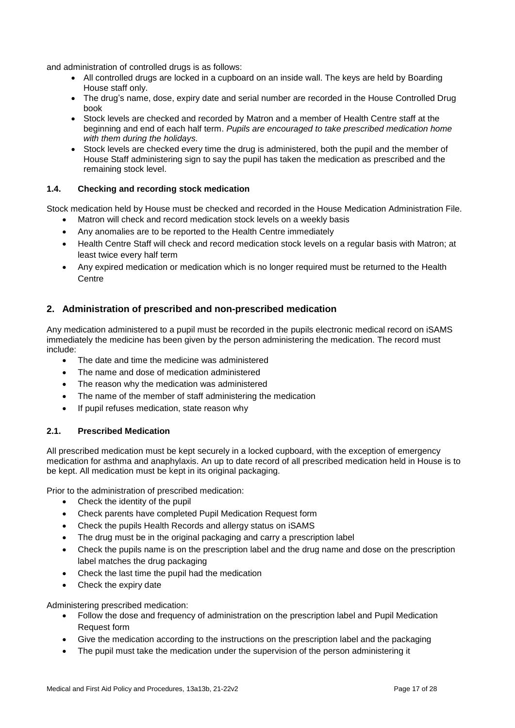and administration of controlled drugs is as follows:

- All controlled drugs are locked in a cupboard on an inside wall. The keys are held by Boarding House staff only.
- The drug's name, dose, expiry date and serial number are recorded in the House Controlled Drug book
- Stock levels are checked and recorded by Matron and a member of Health Centre staff at the beginning and end of each half term. *Pupils are encouraged to take prescribed medication home with them during the holidays.*
- Stock levels are checked every time the drug is administered, both the pupil and the member of House Staff administering sign to say the pupil has taken the medication as prescribed and the remaining stock level.

### 1.4. Checking and recording stock medication

Stock medication held by House must be checked and recorded in the House Medication Administration File.

- Matron will check and record medication stock levels on a weekly basis
- Any anomalies are to be reported to the Health Centre immediately
- Health Centre Staff will check and record medication stock levels on a regular basis with Matron; at least twice every half term
- Any expired medication or medication which is no longer required must be returned to the Health Centre

## 2. Administration of prescribed and non-prescribed medication

Any medication administered to a pupil must be recorded in the pupils electronic medical record on iSAMS immediately the medicine has been given by the person administering the medication. The record must include:

- The date and time the medicine was administered
- The name and dose of medication administered
- The reason why the medication was administered
- The name of the member of staff administering the medication
- If pupil refuses medication, state reason why

### 2.1. Prescribed Medication

All prescribed medication must be kept securely in a locked cupboard, with the exception of emergency medication for asthma and anaphylaxis. An up to date record of all prescribed medication held in House is to be kept. All medication must be kept in its original packaging.

Prior to the administration of prescribed medication:

- Check the identity of the pupil
- Check parents have completed Pupil Medication Request form
- Check the pupils Health Records and allergy status on iSAMS
- The drug must be in the original packaging and carry a prescription label
- Check the pupils name is on the prescription label and the drug name and dose on the prescription label matches the drug packaging
- Check the last time the pupil had the medication
- Check the expiry date

Administering prescribed medication:

- Follow the dose and frequency of administration on the prescription label and Pupil Medication Request form
- Give the medication according to the instructions on the prescription label and the packaging
- The pupil must take the medication under the supervision of the person administering it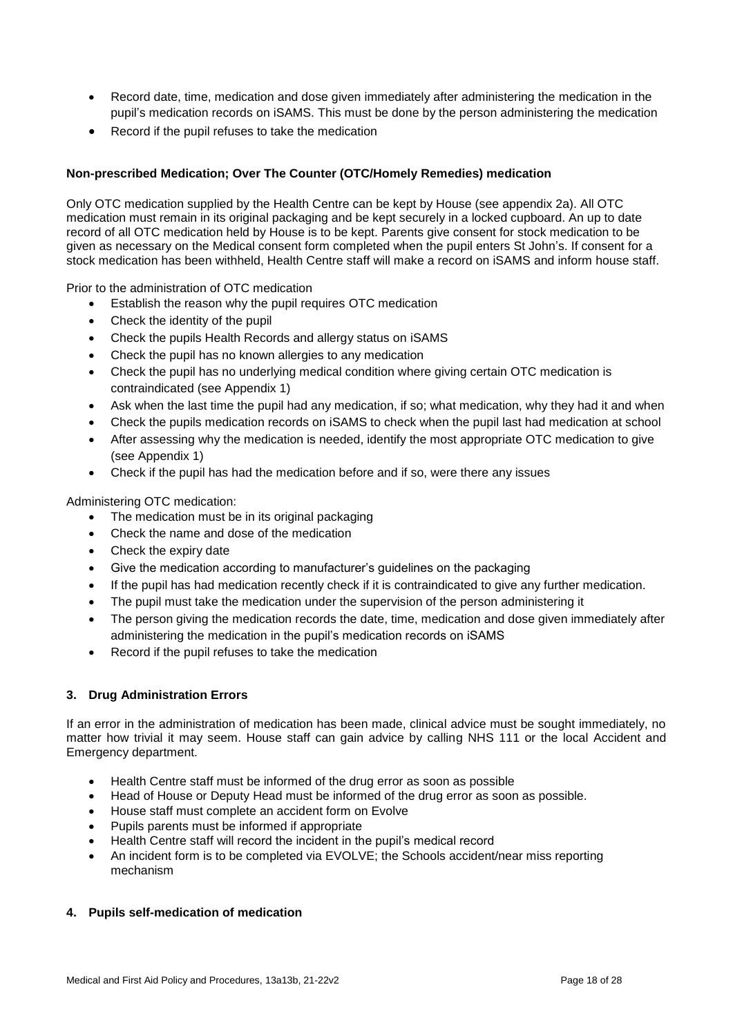- Record date, time, medication and dose given immediately after administering the medication in the pupil's medication records on iSAMS. This must be done by the person administering the medication
- Record if the pupil refuses to take the medication

**Non-prescribed Medication; Over The Counter (OTC/Homely Remedies) medication**

Only OTC medication supplied by the Health Centre can be kept by House (see appendix 2a). All OTC medication must remain in its original packaging and be kept securely in a locked cupboard. An up to date record of all OTC medication held by House is to be kept. Parents give consent for stock medication to be given as necessary on the Medical consent form completed when the pupil enters St John's. If consent for a stock medication has been withheld, Health Centre staff will make a record on iSAMS and inform house staff.

Prior to the administration of OTC medication

- Establish the reason why the pupil requires OTC medication
- Check the identity of the pupil
- Check the pupils Health Records and allergy status on iSAMS
- Check the pupil has no known allergies to any medication
- Check the pupil has no underlying medical condition where giving certain OTC medication is contraindicated (see Appendix 1)
- Ask when the last time the pupil had any medication, if so; what medication, why they had it and when
- Check the pupils medication records on iSAMS to check when the pupil last had medication at school
- After assessing why the medication is needed, identify the most appropriate OTC medication to give (see Appendix 1)
- Check if the pupil has had the medication before and if so, were there any issues

Administering OTC medication:

- The medication must be in its original packaging
- Check the name and dose of the medication
- Check the expiry date
- Give the medication according to manufacturer's guidelines on the packaging
- If the pupil has had medication recently check if it is contraindicated to give any further medication.
- The pupil must take the medication under the supervision of the person administering it
- The person giving the medication records the date, time, medication and dose given immediately after administering the medication in the pupil's medication records on iSAMS
- Record if the pupil refuses to take the medication

### 3. Drug Administration Errors

If an error in the administration of medication has been made, clinical advice must be sought immediately, no matter how trivial it may seem. House staff can gain advice by calling NHS 111 or the local Accident and Emergency department.

- Health Centre staff must be informed of the drug error as soon as possible
- Head of House or Deputy Head must be informed of the drug error as soon as possible.
- House staff must complete an accident form on Evolve
- Pupils parents must be informed if appropriate
- Health Centre staff will record the incident in the pupil's medical record
- An incident form is to be completed via EVOLVE; the Schools accident/near miss reporting mechanism

### 4. Pupils self-medication of medication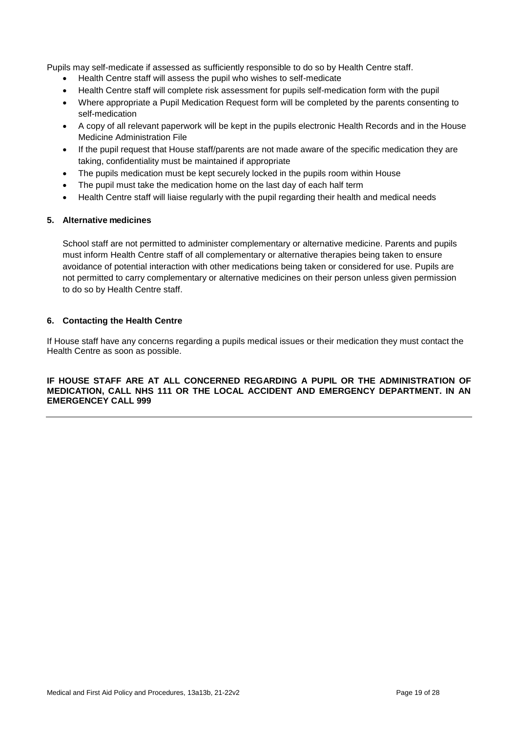Pupils may self-medicate if assessed as sufficiently responsible to do so by Health Centre staff.

- Health Centre staff will assess the pupil who wishes to self-medicate
- Health Centre staff will complete risk assessment for pupils self-medication form with the pupil
- Where appropriate a Pupil Medication Request form will be completed by the parents consenting to self-medication
- A copy of all relevant paperwork will be kept in the pupils electronic Health Records and in the House Medicine Administration File
- If the pupil request that House staff/parents are not made aware of the specific medication they are taking, confidentiality must be maintained if appropriate
- The pupils medication must be kept securely locked in the pupils room within House
- The pupil must take the medication home on the last day of each half term
- Health Centre staff will liaise regularly with the pupil regarding their health and medical needs

### 5. Alternative medicines

School staff are not permitted to administer complementary or alternative medicine. Parents and pupils must inform Health Centre staff of all complementary or alternative therapies being taken to ensure avoidance of potential interaction with other medications being taken or considered for use. Pupils are not permitted to carry complementary or alternative medicines on their person unless given permission to do so by Health Centre staff.

### 6. Contacting the Health Centre

If House staff have any concerns regarding a pupils medical issues or their medication they must contact the Health Centre as soon as possible.

**IF HOUSE STAFF ARE AT ALL CONCERNED REGARDING A PUPIL OR THE ADMINISTRATION OF MEDICATION, CALL NHS 111 OR THE LOCAL ACCIDENT AND EMERGENCY DEPARTMENT. IN AN EMERGENCEY CALL 999**

---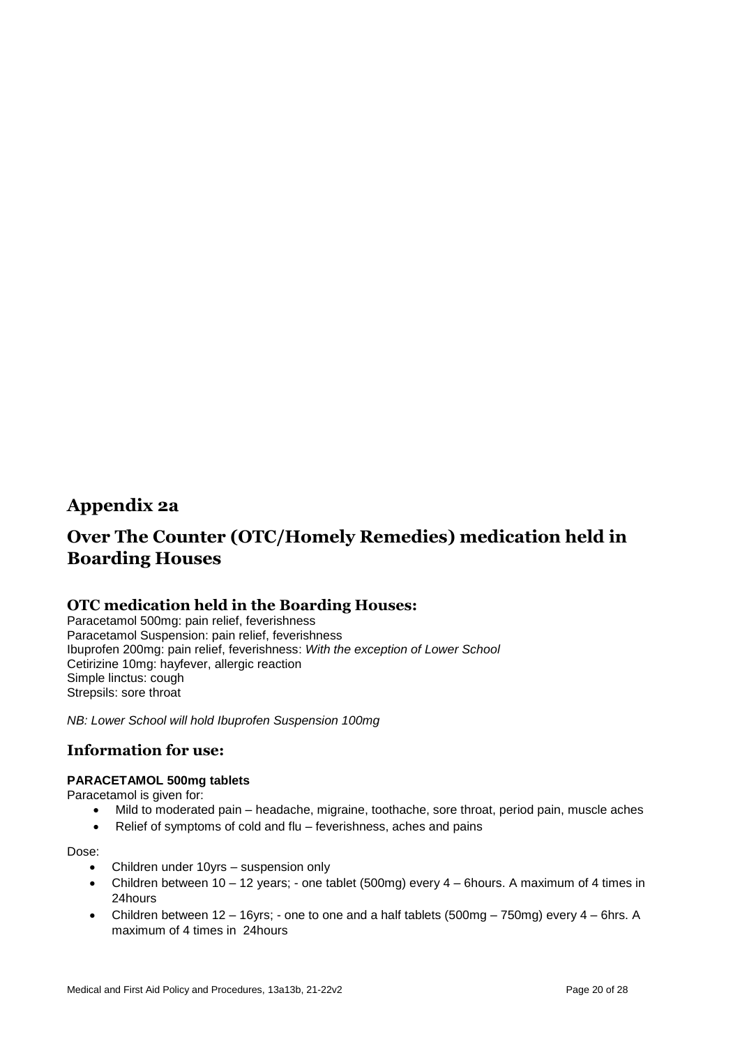# Appendix 2a

# Over The Counter (OTC/Homely Remedies) medication held in Boarding Houses

## OTC medication held in the Boarding Houses:

Paracetamol 500mg: pain relief, feverishness
Paracetamol Suspension: pain relief, feverishness
Ibuprofen 200mg: pain relief, feverishness: *With the exception of Lower School*
Cetirizine 10mg: hayfever, allergic reaction
Simple linctus: cough
Strepsils: sore throat

*NB: Lower School will hold Ibuprofen Suspension 100mg*

## Information for use:

**PARACETAMOL 500mg tablets**

Paracetamol is given for:

- Mild to moderated pain – headache, migraine, toothache, sore throat, period pain, muscle aches
- Relief of symptoms of cold and flu – feverishness, aches and pains

Dose:

- Children under 10yrs – suspension only
- Children between 10 – 12 years; - one tablet (500mg) every 4 – 6hours. A maximum of 4 times in 24hours
- Children between 12 – 16yrs; - one to one and a half tablets (500mg – 750mg) every 4 – 6hrs. A maximum of 4 times in 24hours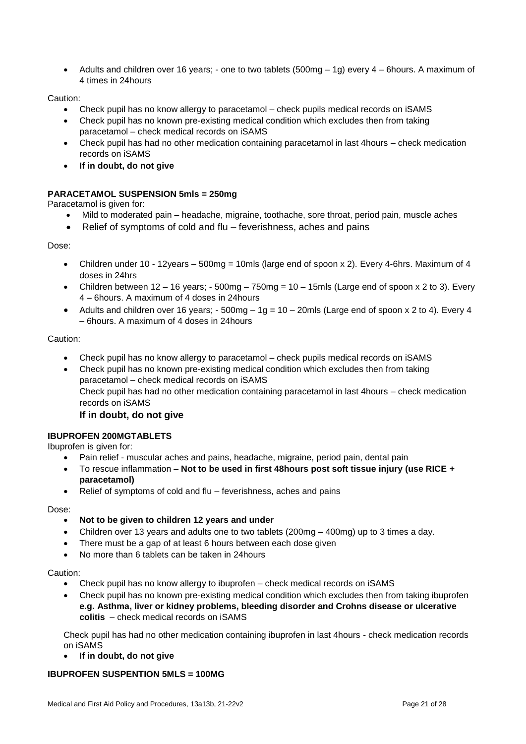- Adults and children over 16 years; - one to two tablets (500mg – 1g) every 4 – 6hours. A maximum of 4 times in 24hours

Caution:

- Check pupil has no know allergy to paracetamol – check pupils medical records on iSAMS
- Check pupil has no known pre-existing medical condition which excludes then from taking paracetamol – check medical records on iSAMS
- Check pupil has had no other medication containing paracetamol in last 4hours – check medication records on iSAMS
- **If in doubt, do not give**

**PARACETAMOL SUSPENSION 5mls = 250mg**

Paracetamol is given for:

- Mild to moderated pain – headache, migraine, toothache, sore throat, period pain, muscle aches
- Relief of symptoms of cold and flu – feverishness, aches and pains

Dose:

- Children under 10 - 12years – 500mg = 10mls (large end of spoon x 2). Every 4-6hrs. Maximum of 4 doses in 24hrs
- Children between 12 – 16 years; - 500mg – 750mg = 10 – 15mls (Large end of spoon x 2 to 3). Every 4 – 6hours. A maximum of 4 doses in 24hours
- Adults and children over 16 years; - 500mg – 1g = 10 – 20mls (Large end of spoon x 2 to 4). Every 4 – 6hours. A maximum of 4 doses in 24hours

Caution:

- Check pupil has no know allergy to paracetamol – check pupils medical records on iSAMS
- Check pupil has no known pre-existing medical condition which excludes then from taking paracetamol – check medical records on iSAMS

  Check pupil has had no other medication containing paracetamol in last 4hours – check medication records on iSAMS

  **If in doubt, do not give**

**IBUPROFEN 200MGTABLETS**

Ibuprofen is given for:

- Pain relief - muscular aches and pains, headache, migraine, period pain, dental pain
- To rescue inflammation – **Not to be used in first 48hours post soft tissue injury (use RICE + paracetamol)**
- Relief of symptoms of cold and flu – feverishness, aches and pains

Dose:

- **Not to be given to children 12 years and under**
- Children over 13 years and adults one to two tablets (200mg – 400mg) up to 3 times a day.
- There must be a gap of at least 6 hours between each dose given
- No more than 6 tablets can be taken in 24hours

Caution:

- Check pupil has no know allergy to ibuprofen – check medical records on iSAMS
- Check pupil has no known pre-existing medical condition which excludes then from taking ibuprofen **e.g. Asthma, liver or kidney problems, bleeding disorder and Crohns disease or ulcerative colitis** – check medical records on iSAMS

  Check pupil has had no other medication containing ibuprofen in last 4hours - check medication records on iSAMS

- I**f in doubt, do not give**

**IBUPROFEN SUSPENTION 5MLS = 100MG**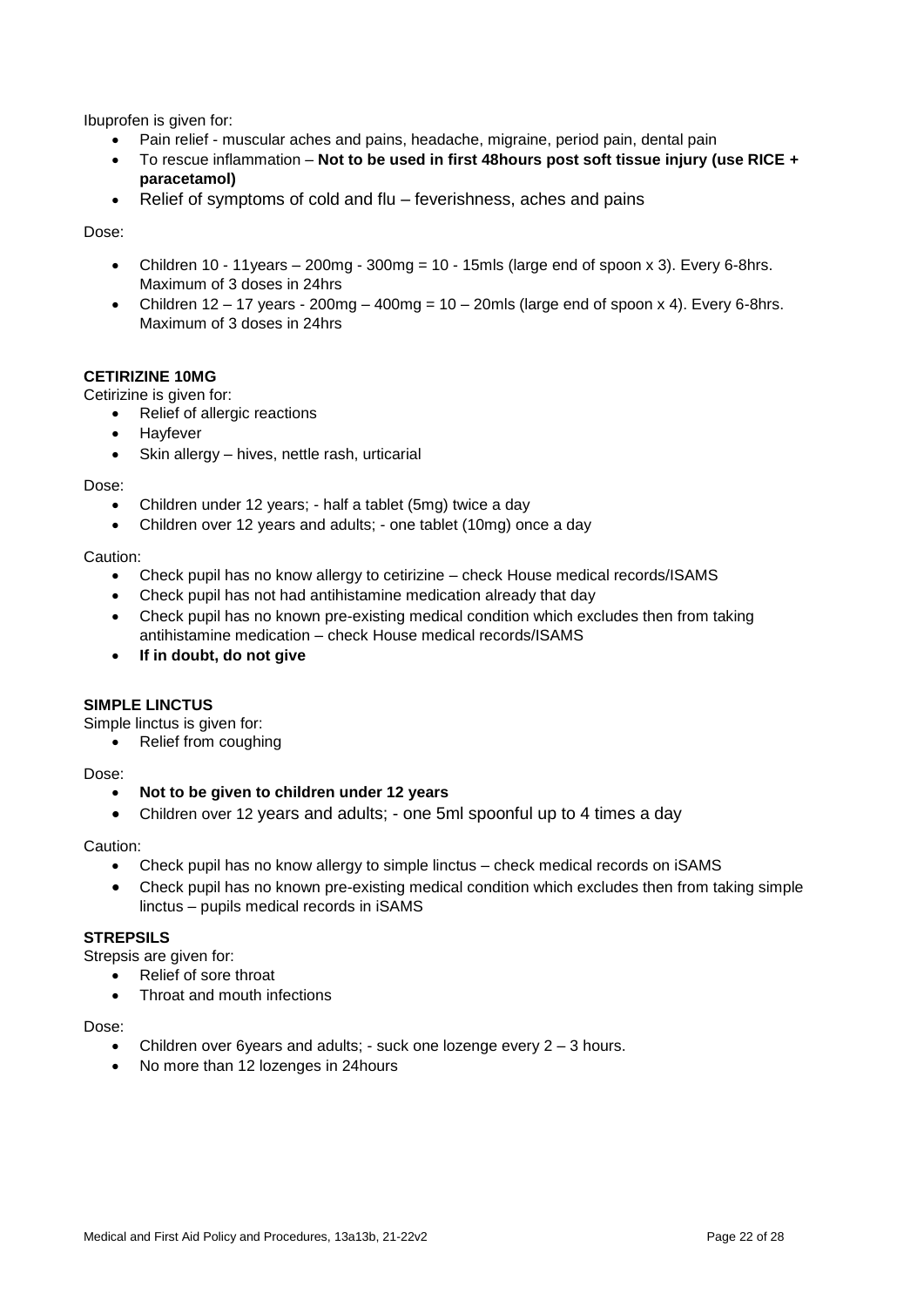Ibuprofen is given for:

- Pain relief - muscular aches and pains, headache, migraine, period pain, dental pain
- To rescue inflammation – **Not to be used in first 48hours post soft tissue injury (use RICE + paracetamol)**
- Relief of symptoms of cold and flu – feverishness, aches and pains

Dose:

- Children 10 - 11years – 200mg - 300mg = 10 - 15mls (large end of spoon x 3). Every 6-8hrs. Maximum of 3 doses in 24hrs
- Children 12 – 17 years - 200mg – 400mg = 10 – 20mls (large end of spoon x 4). Every 6-8hrs. Maximum of 3 doses in 24hrs

**CETIRIZINE 10MG**

Cetirizine is given for:

- Relief of allergic reactions
- Hayfever
- Skin allergy – hives, nettle rash, urticarial

Dose:

- Children under 12 years; - half a tablet (5mg) twice a day
- Children over 12 years and adults; - one tablet (10mg) once a day

Caution:

- Check pupil has no know allergy to cetirizine – check House medical records/ISAMS
- Check pupil has not had antihistamine medication already that day
- Check pupil has no known pre-existing medical condition which excludes then from taking antihistamine medication – check House medical records/ISAMS
- **If in doubt, do not give**

**SIMPLE LINCTUS**

Simple linctus is given for:

- Relief from coughing

Dose:

- **Not to be given to children under 12 years**
- Children over 12 years and adults; - one 5ml spoonful up to 4 times a day

Caution:

- Check pupil has no know allergy to simple linctus – check medical records on iSAMS
- Check pupil has no known pre-existing medical condition which excludes then from taking simple linctus – pupils medical records in iSAMS

**STREPSILS**

Strepsis are given for:

- Relief of sore throat
- Throat and mouth infections

Dose:

- Children over 6years and adults; - suck one lozenge every 2 – 3 hours.
- No more than 12 lozenges in 24hours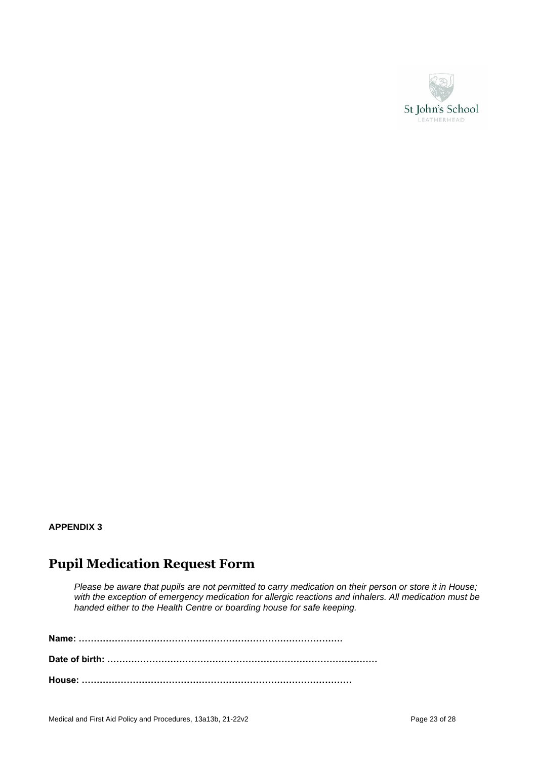**APPENDIX 3**

# Pupil Medication Request Form

*Please be aware that pupils are not permitted to carry medication on their person or store it in House; with the exception of emergency medication for allergic reactions and inhalers. All medication must be handed either to the Health Centre or boarding house for safe keeping.*

**Name: …………………………………………………………………………….**

**Date of birth: ………………………………………………………………………………**

**House: ………………………………………………………………………………**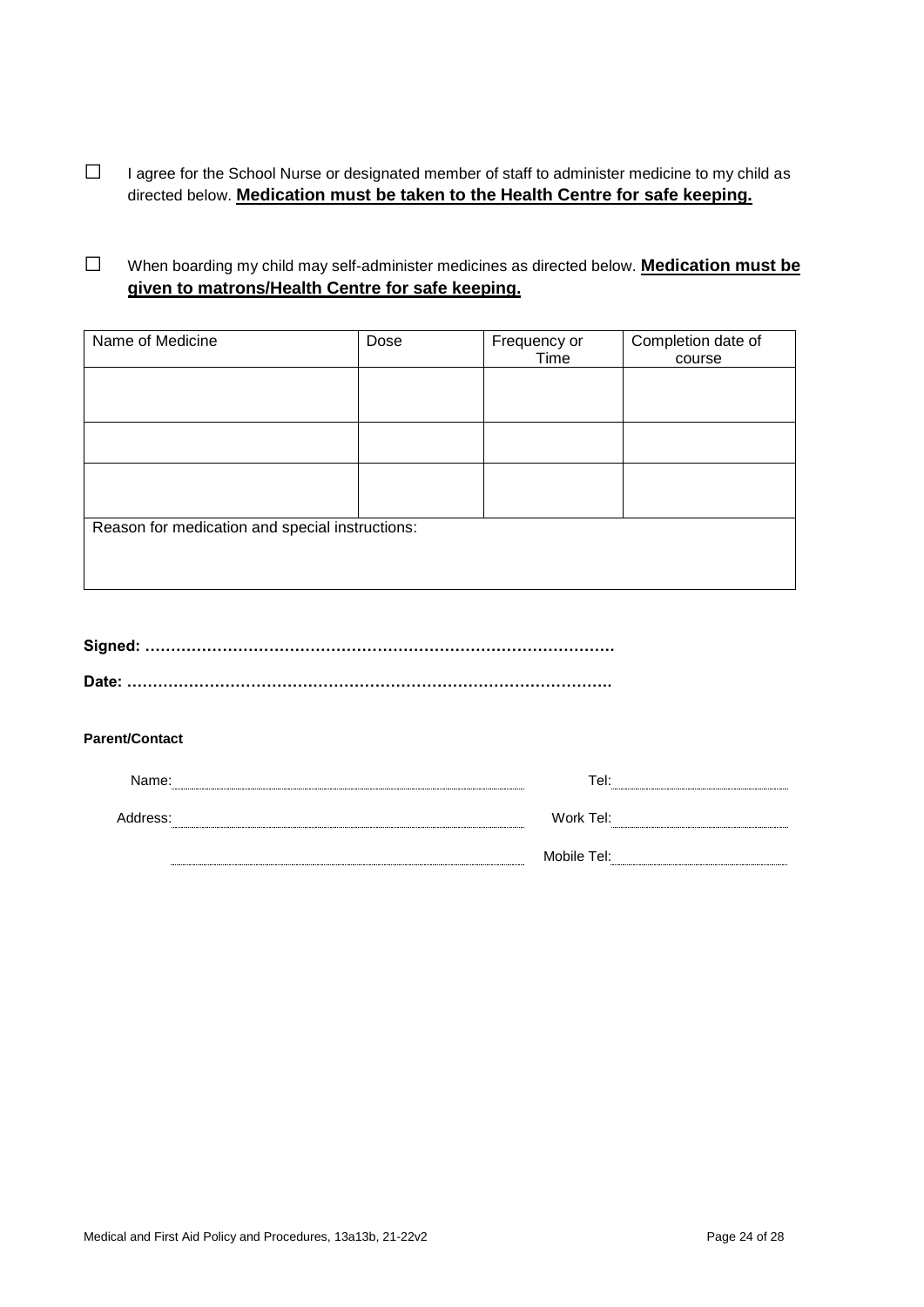☐ I agree for the School Nurse or designated member of staff to administer medicine to my child as directed below. **Medication must be taken to the Health Centre for safe keeping.**

☐ When boarding my child may self-administer medicines as directed below. **Medication must be given to matrons/Health Centre for safe keeping.**

| Name of Medicine | Dose | Frequency or Time | Completion date of course |
|---|---|---|---|
| | | | |
| | | | |
| | | | |
| Reason for medication and special instructions: | | | |

**Signed: ………………………………………………………………………………**

**Date: …………………………………………………………………………………**

**Parent/Contact**

Name: ____________________ Tel: ____________________

Address: ____________________ Work Tel: ____________________

____________________ Mobile Tel: ____________________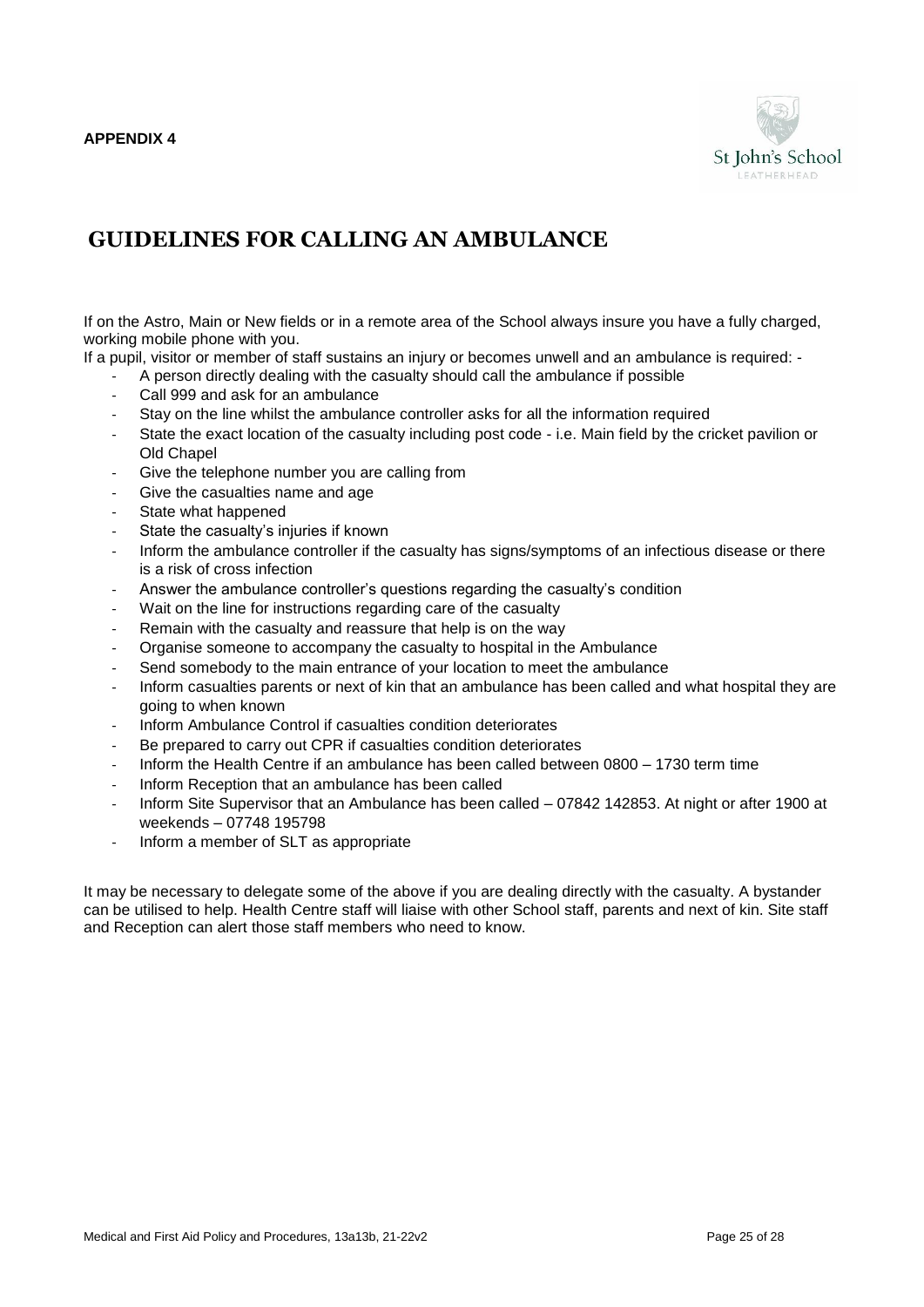**APPENDIX 4**

St John's School
LEATHERHEAD

# GUIDELINES FOR CALLING AN AMBULANCE

If on the Astro, Main or New fields or in a remote area of the School always insure you have a fully charged, working mobile phone with you.

If a pupil, visitor or member of staff sustains an injury or becomes unwell and an ambulance is required: -

- A person directly dealing with the casualty should call the ambulance if possible
- Call 999 and ask for an ambulance
- Stay on the line whilst the ambulance controller asks for all the information required
- State the exact location of the casualty including post code - i.e. Main field by the cricket pavilion or Old Chapel
- Give the telephone number you are calling from
- Give the casualties name and age
- State what happened
- State the casualty's injuries if known
- Inform the ambulance controller if the casualty has signs/symptoms of an infectious disease or there is a risk of cross infection
- Answer the ambulance controller's questions regarding the casualty's condition
- Wait on the line for instructions regarding care of the casualty
- Remain with the casualty and reassure that help is on the way
- Organise someone to accompany the casualty to hospital in the Ambulance
- Send somebody to the main entrance of your location to meet the ambulance
- Inform casualties parents or next of kin that an ambulance has been called and what hospital they are going to when known
- Inform Ambulance Control if casualties condition deteriorates
- Be prepared to carry out CPR if casualties condition deteriorates
- Inform the Health Centre if an ambulance has been called between 0800 – 1730 term time
- Inform Reception that an ambulance has been called
- Inform Site Supervisor that an Ambulance has been called – 07842 142853. At night or after 1900 at weekends – 07748 195798
- Inform a member of SLT as appropriate

It may be necessary to delegate some of the above if you are dealing directly with the casualty. A bystander can be utilised to help. Health Centre staff will liaise with other School staff, parents and next of kin. Site staff and Reception can alert those staff members who need to know.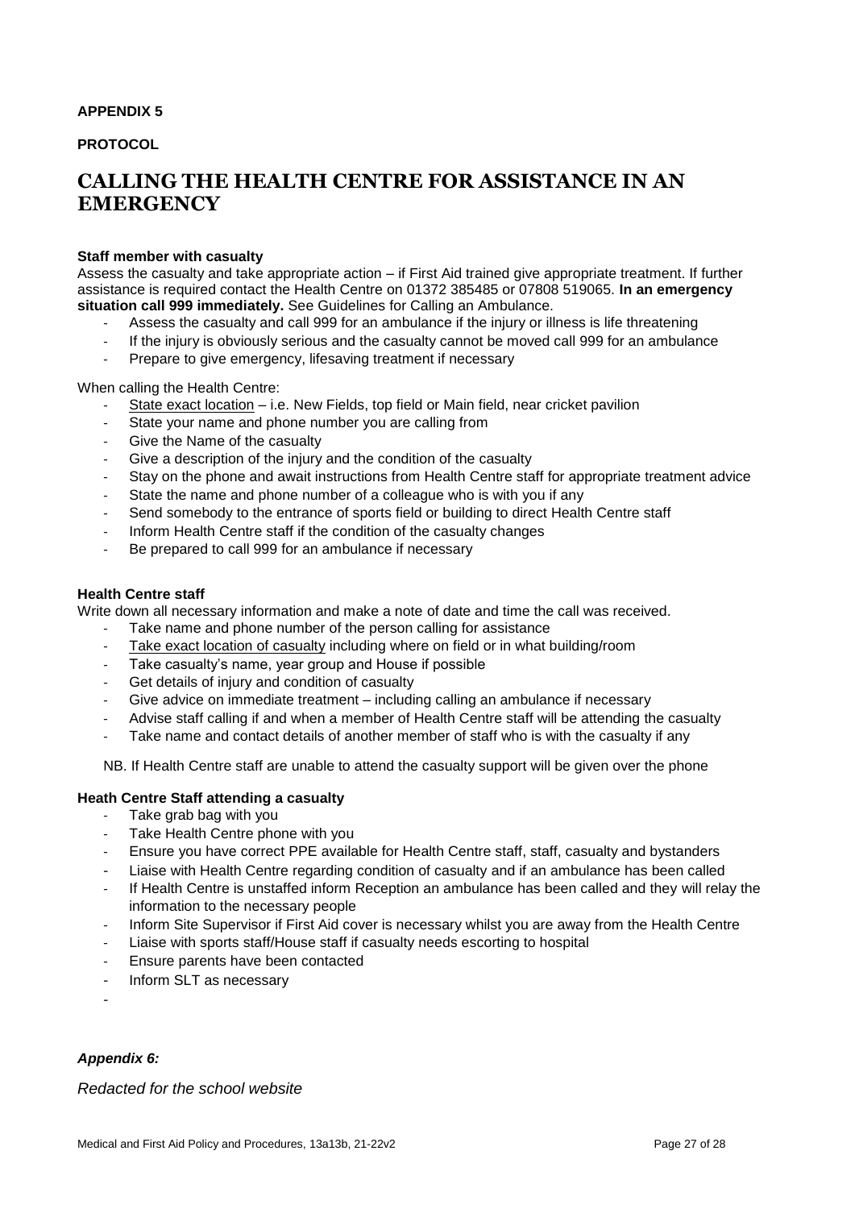**APPENDIX 5**

**PROTOCOL**

# CALLING THE HEALTH CENTRE FOR ASSISTANCE IN AN EMERGENCY

**Staff member with casualty**

Assess the casualty and take appropriate action – if First Aid trained give appropriate treatment. If further assistance is required contact the Health Centre on 01372 385485 or 07808 519065. **In an emergency situation call 999 immediately.** See Guidelines for Calling an Ambulance.

- Assess the casualty and call 999 for an ambulance if the injury or illness is life threatening
- If the injury is obviously serious and the casualty cannot be moved call 999 for an ambulance
- Prepare to give emergency, lifesaving treatment if necessary

When calling the Health Centre:

- State exact location – i.e. New Fields, top field or Main field, near cricket pavilion
- State your name and phone number you are calling from
- Give the Name of the casualty
- Give a description of the injury and the condition of the casualty
- Stay on the phone and await instructions from Health Centre staff for appropriate treatment advice
- State the name and phone number of a colleague who is with you if any
- Send somebody to the entrance of sports field or building to direct Health Centre staff
- Inform Health Centre staff if the condition of the casualty changes
- Be prepared to call 999 for an ambulance if necessary

**Health Centre staff**

Write down all necessary information and make a note of date and time the call was received.

- Take name and phone number of the person calling for assistance
- Take exact location of casualty including where on field or in what building/room
- Take casualty's name, year group and House if possible
- Get details of injury and condition of casualty
- Give advice on immediate treatment – including calling an ambulance if necessary
- Advise staff calling if and when a member of Health Centre staff will be attending the casualty
- Take name and contact details of another member of staff who is with the casualty if any

NB. If Health Centre staff are unable to attend the casualty support will be given over the phone

**Heath Centre Staff attending a casualty**

- Take grab bag with you
- Take Health Centre phone with you
- Ensure you have correct PPE available for Health Centre staff, staff, casualty and bystanders
- Liaise with Health Centre regarding condition of casualty and if an ambulance has been called
- If Health Centre is unstaffed inform Reception an ambulance has been called and they will relay the information to the necessary people
- Inform Site Supervisor if First Aid cover is necessary whilst you are away from the Health Centre
- Liaise with sports staff/House staff if casualty needs escorting to hospital
- Ensure parents have been contacted
- Inform SLT as necessary

***Appendix 6:***

*Redacted for the school website*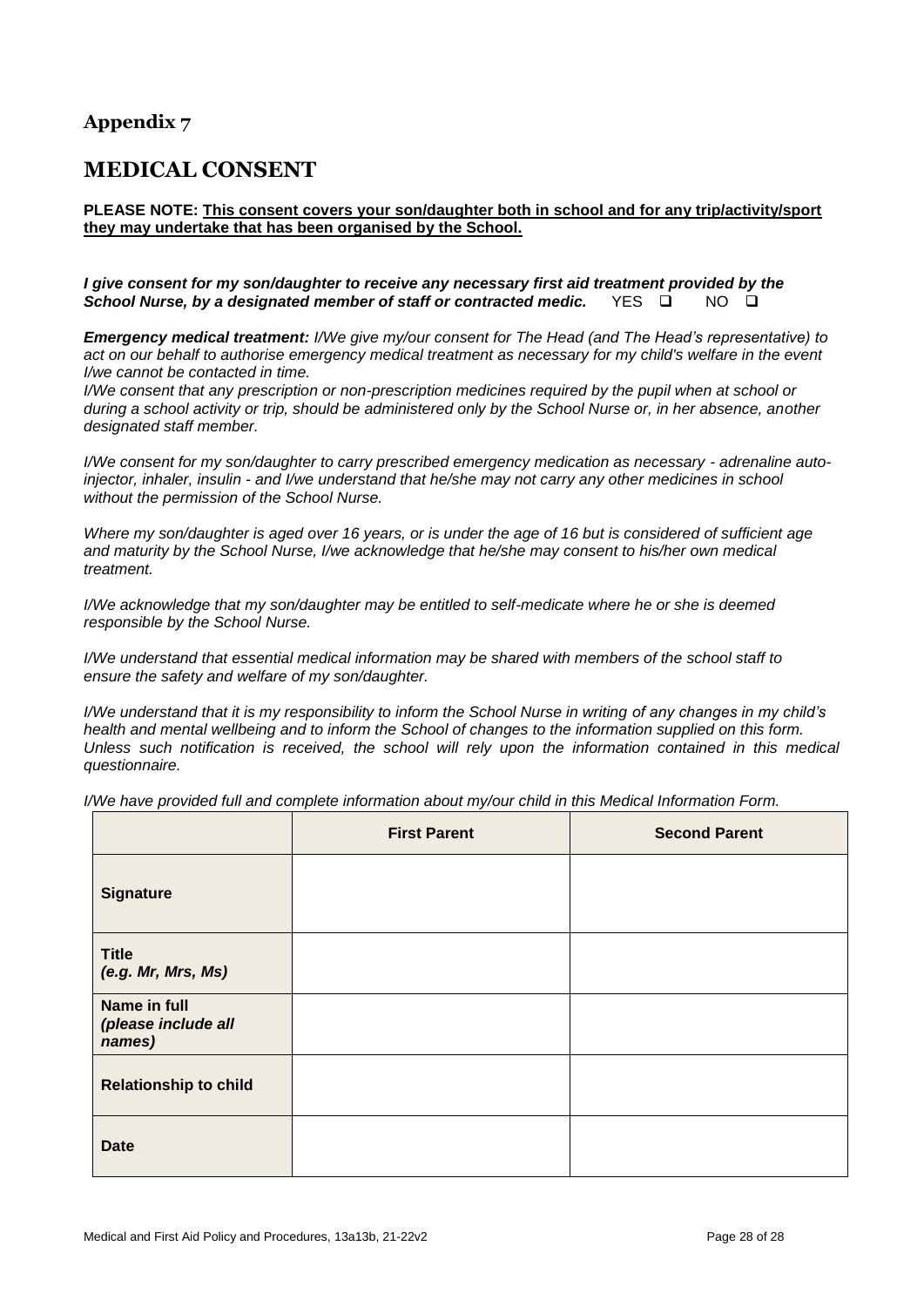## Appendix 7

# MEDICAL CONSENT

**PLEASE NOTE: <u>This consent covers your son/daughter both in school and for any trip/activity/sport they may undertake that has been organised by the School.</u>**

***I give consent for my son/daughter to receive any necessary first aid treatment provided by the School Nurse, by a designated member of staff or contracted medic.*** YES ❑ NO ❑

***Emergency medical treatment:*** *I/We give my/our consent for The Head (and The Head's representative) to act on our behalf to authorise emergency medical treatment as necessary for my child's welfare in the event I/we cannot be contacted in time.*

*I/We consent that any prescription or non-prescription medicines required by the pupil when at school or during a school activity or trip, should be administered only by the School Nurse or, in her absence, another designated staff member.*

*I/We consent for my son/daughter to carry prescribed emergency medication as necessary - adrenaline auto-injector, inhaler, insulin - and I/we understand that he/she may not carry any other medicines in school without the permission of the School Nurse.*

*Where my son/daughter is aged over 16 years, or is under the age of 16 but is considered of sufficient age and maturity by the School Nurse, I/we acknowledge that he/she may consent to his/her own medical treatment.*

*I/We acknowledge that my son/daughter may be entitled to self-medicate where he or she is deemed responsible by the School Nurse.*

*I/We understand that essential medical information may be shared with members of the school staff to ensure the safety and welfare of my son/daughter.*

*I/We understand that it is my responsibility to inform the School Nurse in writing of any changes in my child's health and mental wellbeing and to inform the School of changes to the information supplied on this form. Unless such notification is received, the school will rely upon the information contained in this medical questionnaire.*

*I/We have provided full and complete information about my/our child in this Medical Information Form.*

| | **First Parent** | **Second Parent** |
|---|---|---|
| **Signature** | | |
| **Title** ***(e.g. Mr, Mrs, Ms)*** | | |
| **Name in full** ***(please include all names)*** | | |
| **Relationship to child** | | |
| **Date** | | |